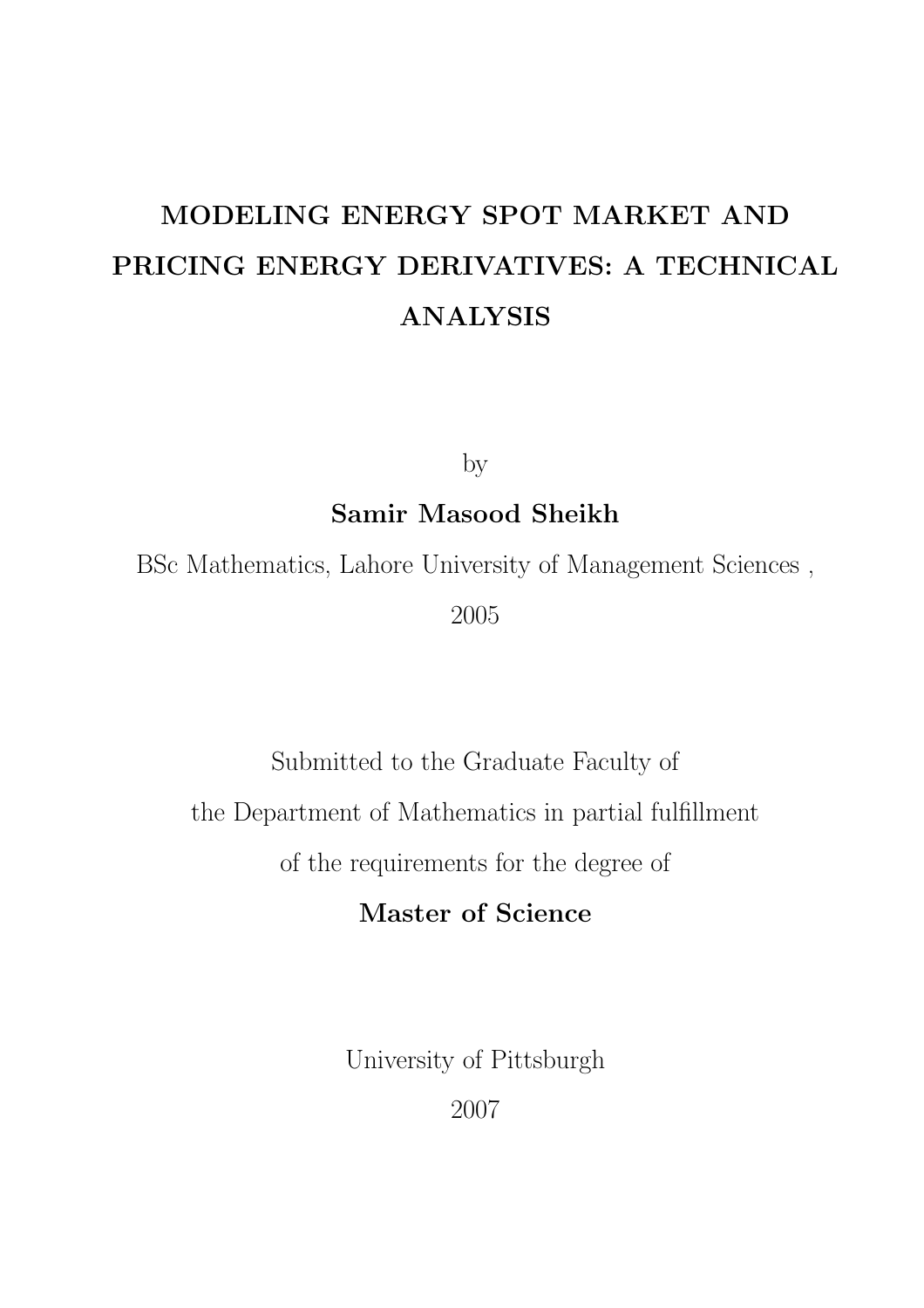# MODELING ENERGY SPOT MARKET AND PRICING ENERGY DERIVATIVES: A TECHNICAL ANALYSIS

by

**Samir Masood Sheikh**

BSc Mathematics, Lahore University of Management Sciences ,

2005

Submitted to the Graduate Faculty of

the Department of Mathematics in partial fulfillment

of the requirements for the degree of

**Master of Science**

University of Pittsburgh

2007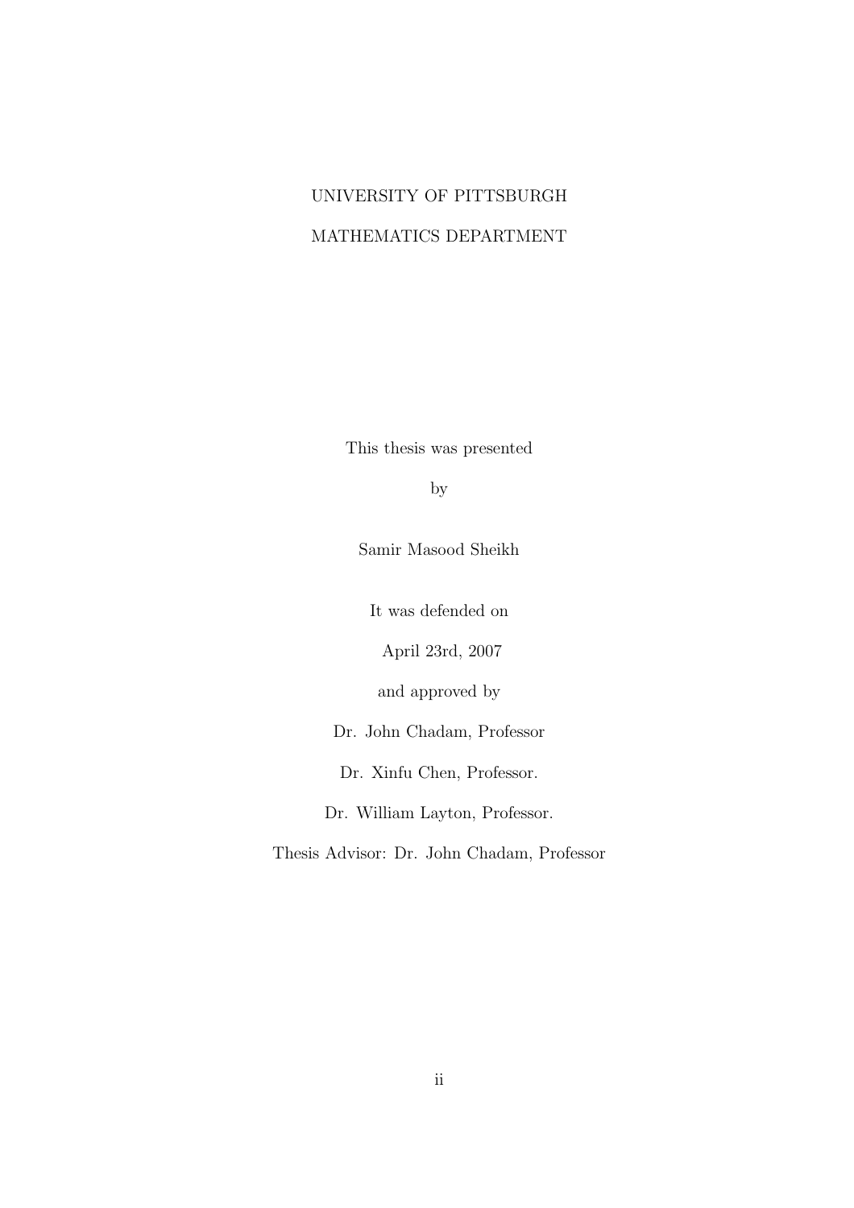UNIVERSITY OF PITTSBURGH

MATHEMATICS DEPARTMENT

This thesis was presented

by

Samir Masood Sheikh

It was defended on

April 23rd, 2007

and approved by

Dr. John Chadam, Professor

Dr. Xinfu Chen, Professor.

Dr. William Layton, Professor.

Thesis Advisor: Dr. John Chadam, Professor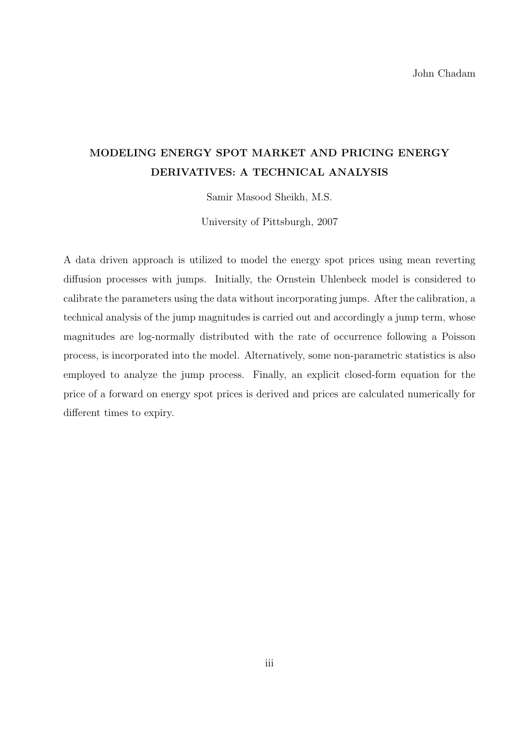John Chadam

# MODELING ENERGY SPOT MARKET AND PRICING ENERGY DERIVATIVES: A TECHNICAL ANALYSIS

Samir Masood Sheikh, M.S.

University of Pittsburgh, 2007

A data driven approach is utilized to model the energy spot prices using mean reverting diffusion processes with jumps. Initially, the Ornstein Uhlenbeck model is considered to calibrate the parameters using the data without incorporating jumps. After the calibration, a technical analysis of the jump magnitudes is carried out and accordingly a jump term, whose magnitudes are log-normally distributed with the rate of occurrence following a Poisson process, is incorporated into the model. Alternatively, some non-parametric statistics is also employed to analyze the jump process. Finally, an explicit closed-form equation for the price of a forward on energy spot prices is derived and prices are calculated numerically for different times to expiry.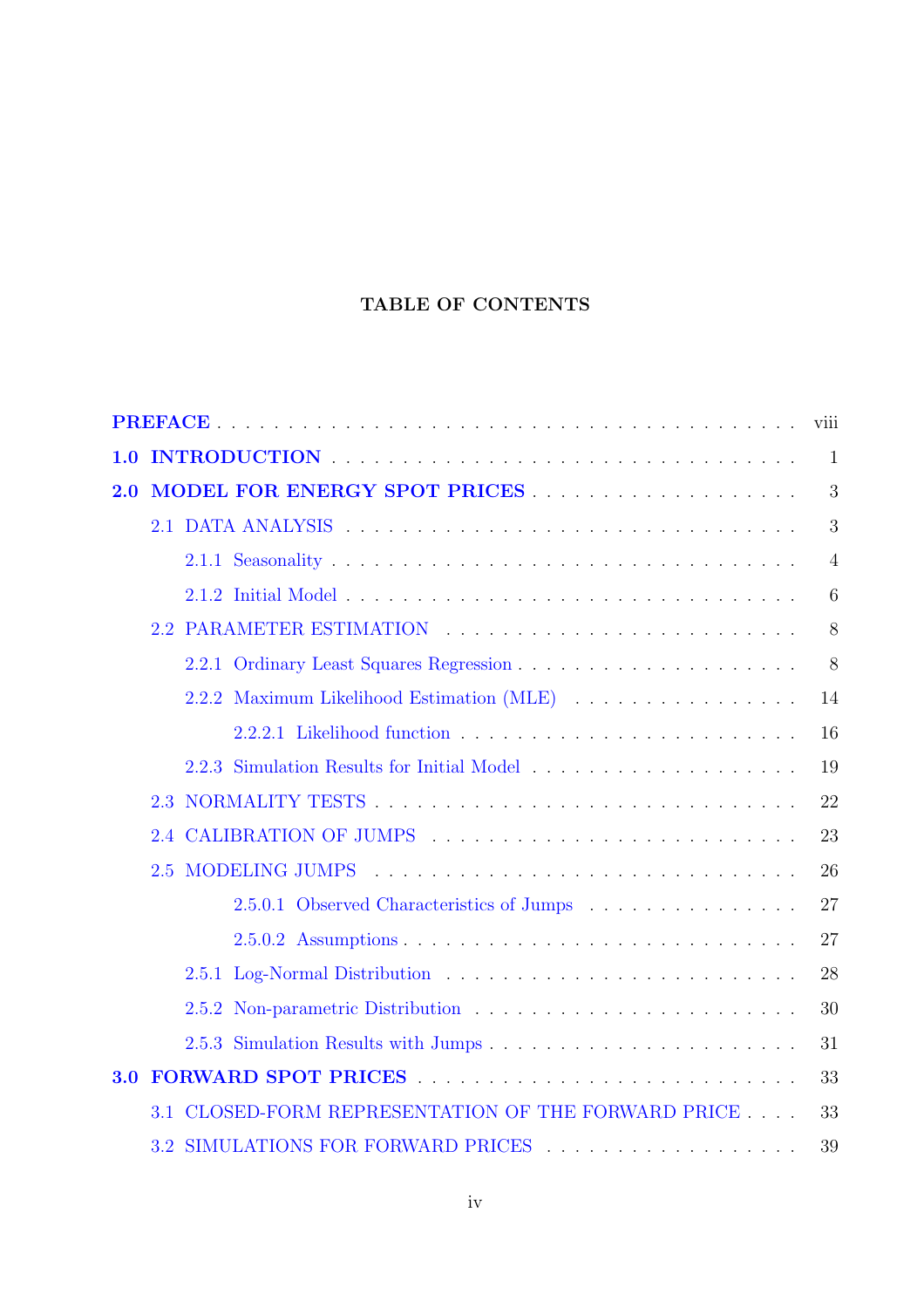## TABLE OF CONTENTS

- **PREFACE** . . . viii
- **1.0 INTRODUCTION** . . . 1
- **2.0 MODEL FOR ENERGY SPOT PRICES** . . . 3
  - 2.1 DATA ANALYSIS . . . 3
    - 2.1.1 Seasonality . . . 4
    - 2.1.2 Initial Model . . . 6
  - 2.2 PARAMETER ESTIMATION . . . 8
    - 2.2.1 Ordinary Least Squares Regression . . . 8
    - 2.2.2 Maximum Likelihood Estimation (MLE) . . . 14
      - 2.2.2.1 Likelihood function . . . 16
    - 2.2.3 Simulation Results for Initial Model . . . 19
  - 2.3 NORMALITY TESTS . . . 22
  - 2.4 CALIBRATION OF JUMPS . . . 23
  - 2.5 MODELING JUMPS . . . 26
      - 2.5.0.1 Observed Characteristics of Jumps . . . 27
      - 2.5.0.2 Assumptions . . . 27
    - 2.5.1 Log-Normal Distribution . . . 28
    - 2.5.2 Non-parametric Distribution . . . 30
    - 2.5.3 Simulation Results with Jumps . . . 31
- **3.0 FORWARD SPOT PRICES** . . . 33
  - 3.1 CLOSED-FORM REPRESENTATION OF THE FORWARD PRICE . . . 33
  - 3.2 SIMULATIONS FOR FORWARD PRICES . . . 39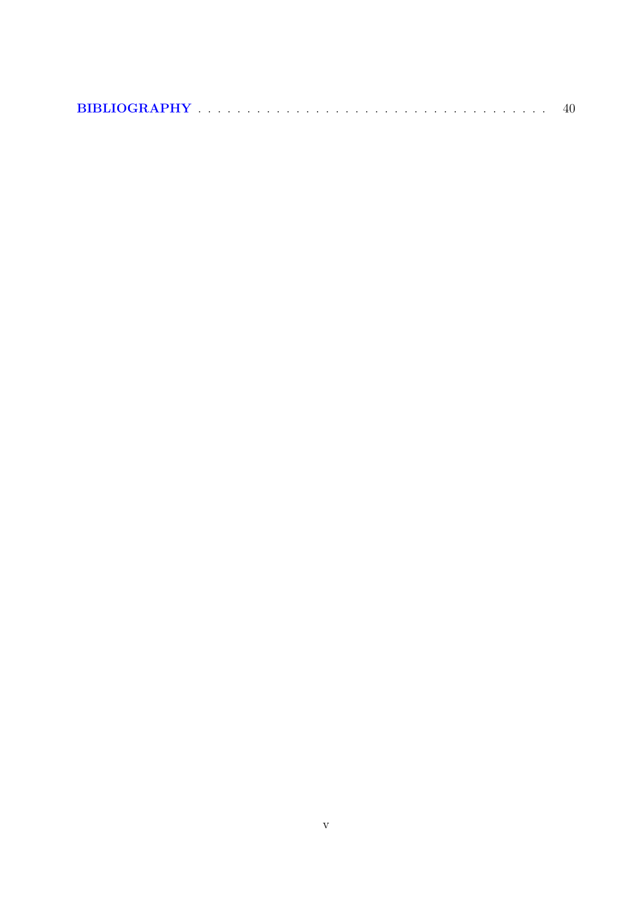**BIBLIOGRAPHY** . . . . . . . . . . . . . . . . . . . . . . . . . . . . . . . . . . . 40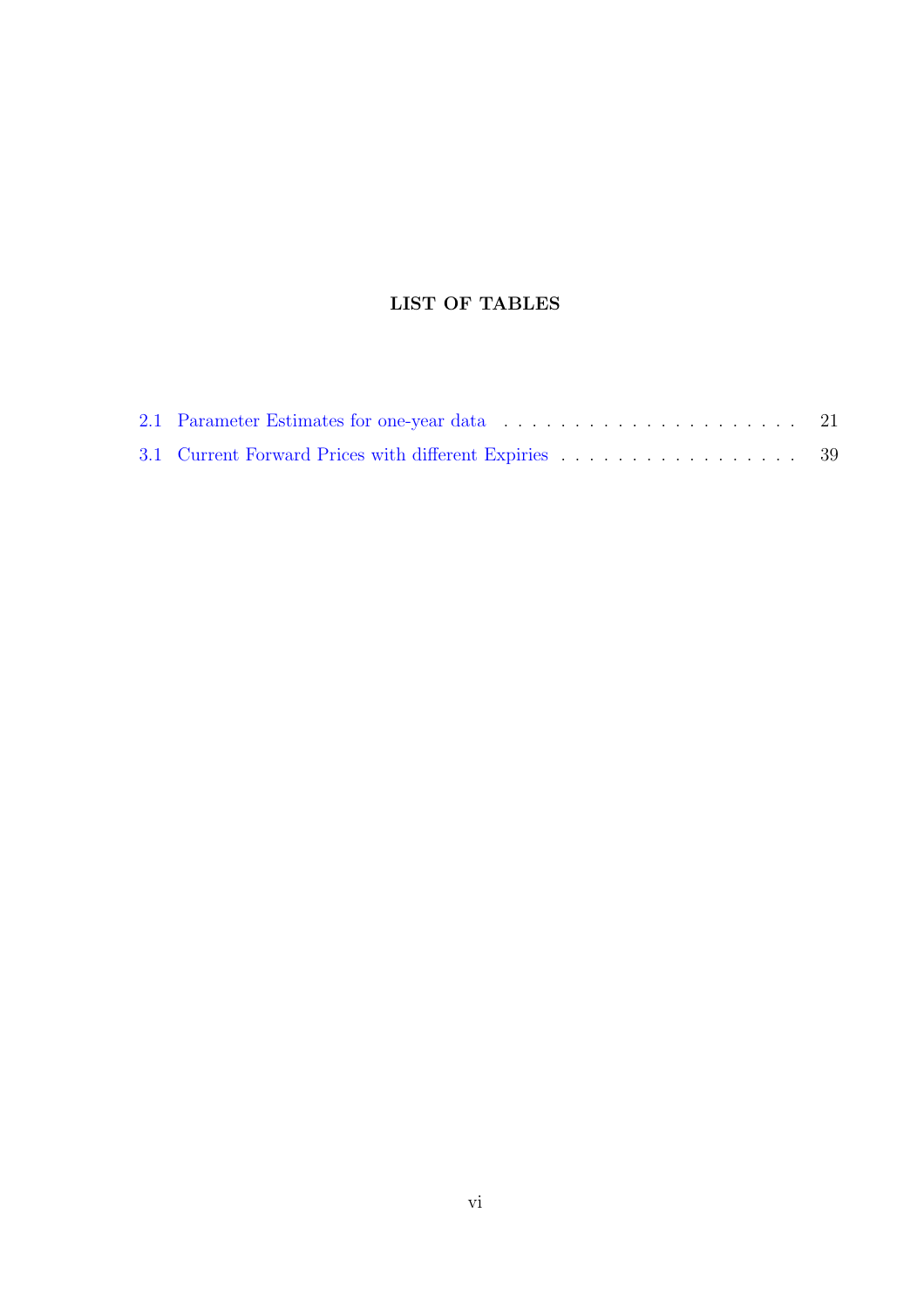# LIST OF TABLES

2.1 Parameter Estimates for one-year data . . . . . . . . . . . . . . . . . . . . . . 21

3.1 Current Forward Prices with different Expiries . . . . . . . . . . . . . . . . . . 39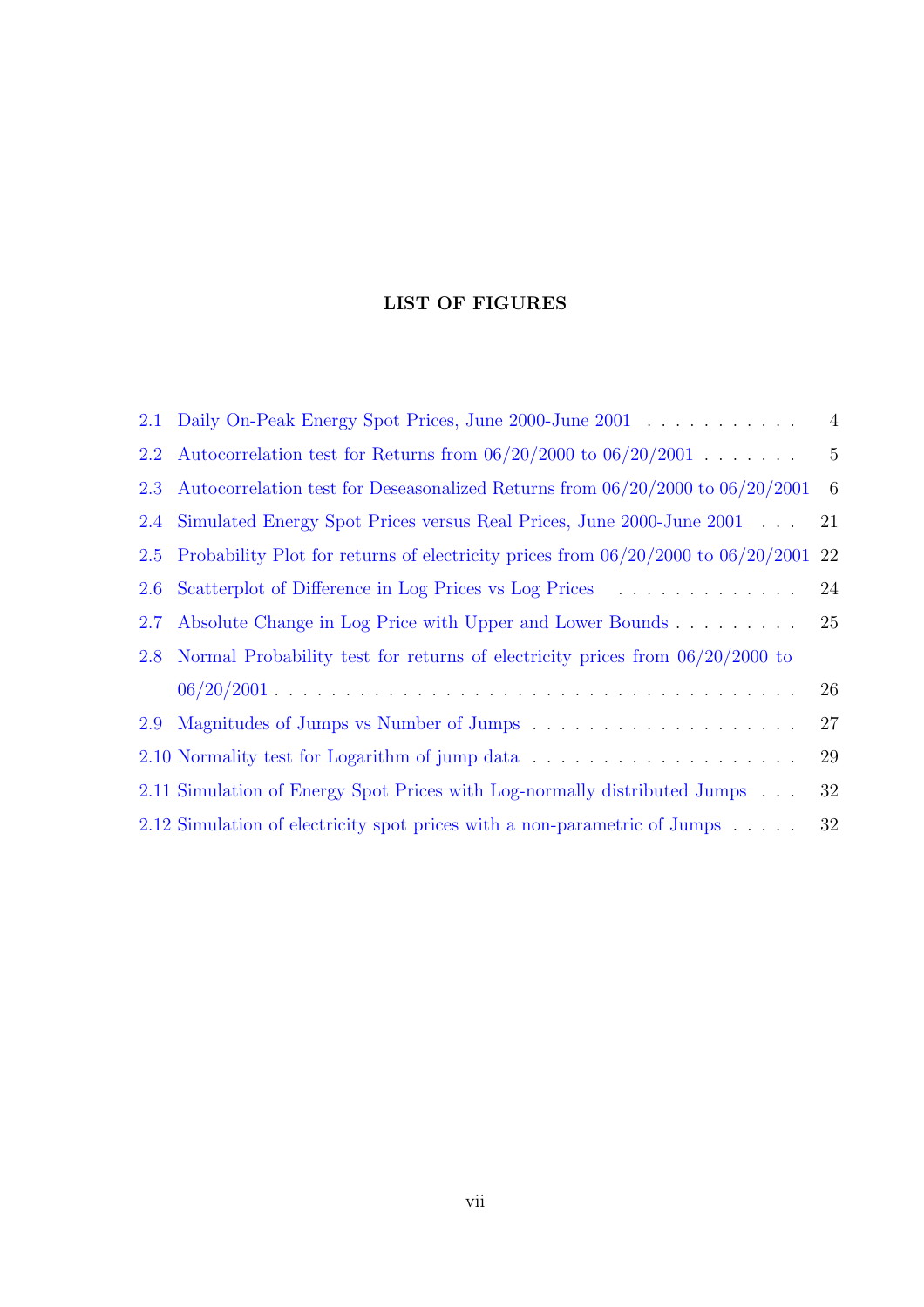# LIST OF FIGURES

2.1 Daily On-Peak Energy Spot Prices, June 2000-June 2001 . . . . . . . . . . . 4

2.2 Autocorrelation test for Returns from 06/20/2000 to 06/20/2001 . . . . . . . 5

2.3 Autocorrelation test for Deseasonalized Returns from 06/20/2000 to 06/20/2001 6

2.4 Simulated Energy Spot Prices versus Real Prices, June 2000-June 2001 . . . 21

2.5 Probability Plot for returns of electricity prices from 06/20/2000 to 06/20/2001 22

2.6 Scatterplot of Difference in Log Prices vs Log Prices . . . . . . . . . . . . . 24

2.7 Absolute Change in Log Price with Upper and Lower Bounds . . . . . . . . . 25

2.8 Normal Probability test for returns of electricity prices from 06/20/2000 to 06/20/2001 . . . . . . . . . . . . . . . . . . . . . . . . . . . . . . . . . . . . 26

2.9 Magnitudes of Jumps vs Number of Jumps . . . . . . . . . . . . . . . . . . . 27

2.10 Normality test for Logarithm of jump data . . . . . . . . . . . . . . . . . . . 29

2.11 Simulation of Energy Spot Prices with Log-normally distributed Jumps . . . 32

2.12 Simulation of electricity spot prices with a non-parametric of Jumps . . . . . 32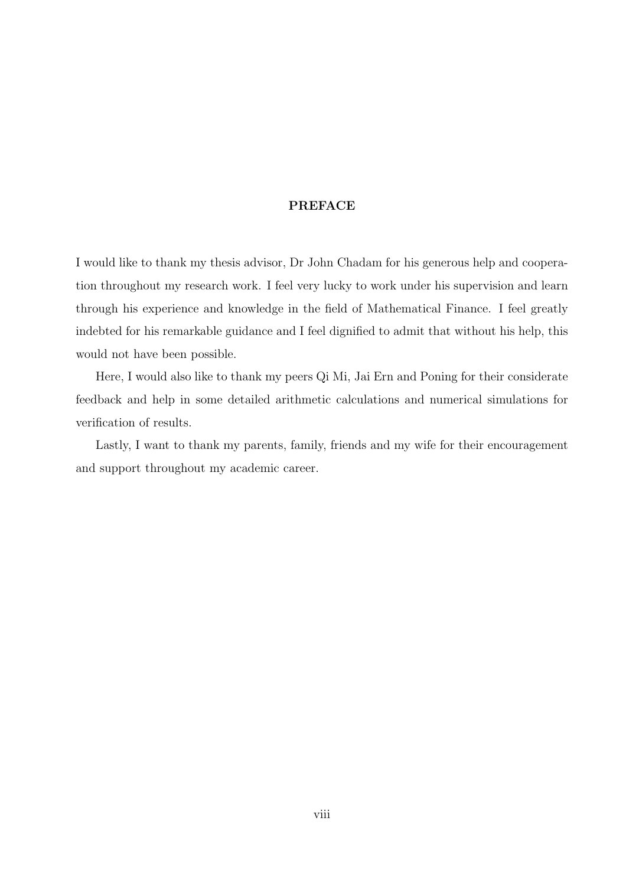## PREFACE

I would like to thank my thesis advisor, Dr John Chadam for his generous help and cooperation throughout my research work. I feel very lucky to work under his supervision and learn through his experience and knowledge in the field of Mathematical Finance. I feel greatly indebted for his remarkable guidance and I feel dignified to admit that without his help, this would not have been possible.

Here, I would also like to thank my peers Qi Mi, Jai Ern and Poning for their considerate feedback and help in some detailed arithmetic calculations and numerical simulations for verification of results.

Lastly, I want to thank my parents, family, friends and my wife for their encouragement and support throughout my academic career.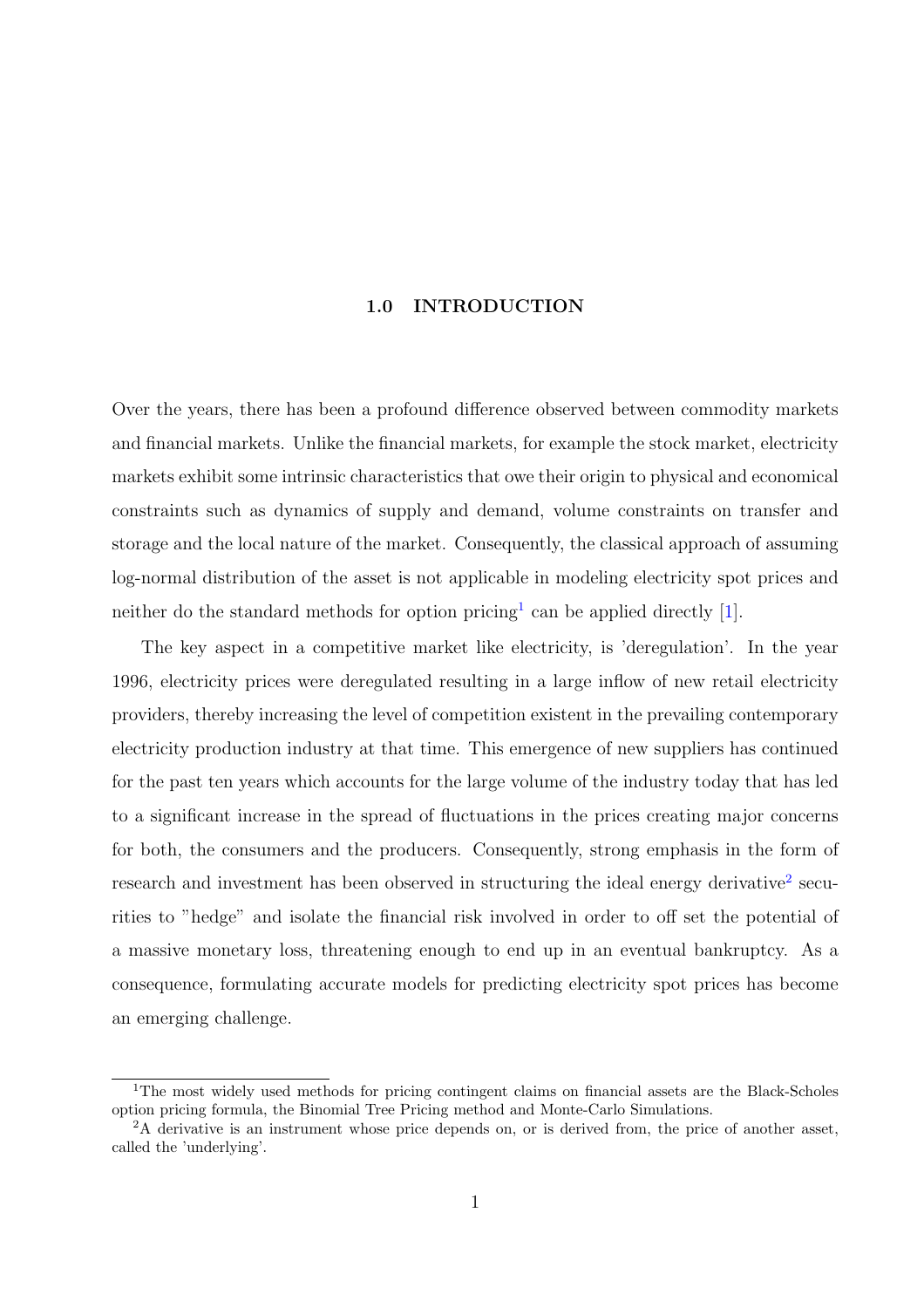# 1.0 INTRODUCTION

Over the years, there has been a profound difference observed between commodity markets and financial markets. Unlike the financial markets, for example the stock market, electricity markets exhibit some intrinsic characteristics that owe their origin to physical and economical constraints such as dynamics of supply and demand, volume constraints on transfer and storage and the local nature of the market. Consequently, the classical approach of assuming log-normal distribution of the asset is not applicable in modeling electricity spot prices and neither do the standard methods for option pricing[1] can be applied directly [1].

The key aspect in a competitive market like electricity, is 'deregulation'. In the year 1996, electricity prices were deregulated resulting in a large inflow of new retail electricity providers, thereby increasing the level of competition existent in the prevailing contemporary electricity production industry at that time. This emergence of new suppliers has continued for the past ten years which accounts for the large volume of the industry today that has led to a significant increase in the spread of fluctuations in the prices creating major concerns for both, the consumers and the producers. Consequently, strong emphasis in the form of research and investment has been observed in structuring the ideal energy derivative[2] securities to "hedge" and isolate the financial risk involved in order to off set the potential of a massive monetary loss, threatening enough to end up in an eventual bankruptcy. As a consequence, formulating accurate models for predicting electricity spot prices has become an emerging challenge.

---

[1] The most widely used methods for pricing contingent claims on financial assets are the Black-Scholes option pricing formula, the Binomial Tree Pricing method and Monte-Carlo Simulations.

[2] A derivative is an instrument whose price depends on, or is derived from, the price of another asset, called the 'underlying'.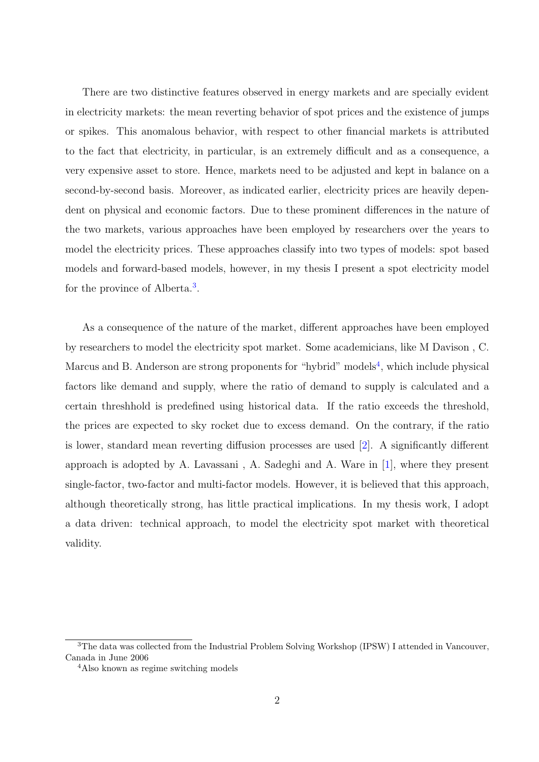There are two distinctive features observed in energy markets and are specially evident in electricity markets: the mean reverting behavior of spot prices and the existence of jumps or spikes. This anomalous behavior, with respect to other financial markets is attributed to the fact that electricity, in particular, is an extremely difficult and as a consequence, a very expensive asset to store. Hence, markets need to be adjusted and kept in balance on a second-by-second basis. Moreover, as indicated earlier, electricity prices are heavily dependent on physical and economic factors. Due to these prominent differences in the nature of the two markets, various approaches have been employed by researchers over the years to model the electricity prices. These approaches classify into two types of models: spot based models and forward-based models, however, in my thesis I present a spot electricity model for the province of Alberta.[3].

As a consequence of the nature of the market, different approaches have been employed by researchers to model the electricity spot market. Some academicians, like M Davison , C. Marcus and B. Anderson are strong proponents for "hybrid" models[4], which include physical factors like demand and supply, where the ratio of demand to supply is calculated and a certain threshhold is predefined using historical data. If the ratio exceeds the threshold, the prices are expected to sky rocket due to excess demand. On the contrary, if the ratio is lower, standard mean reverting diffusion processes are used [2]. A significantly different approach is adopted by A. Lavassani , A. Sadeghi and A. Ware in [1], where they present single-factor, two-factor and multi-factor models. However, it is believed that this approach, although theoretically strong, has little practical implications. In my thesis work, I adopt a data driven: technical approach, to model the electricity spot market with theoretical validity.

---

[3] The data was collected from the Industrial Problem Solving Workshop (IPSW) I attended in Vancouver, Canada in June 2006

[4] Also known as regime switching models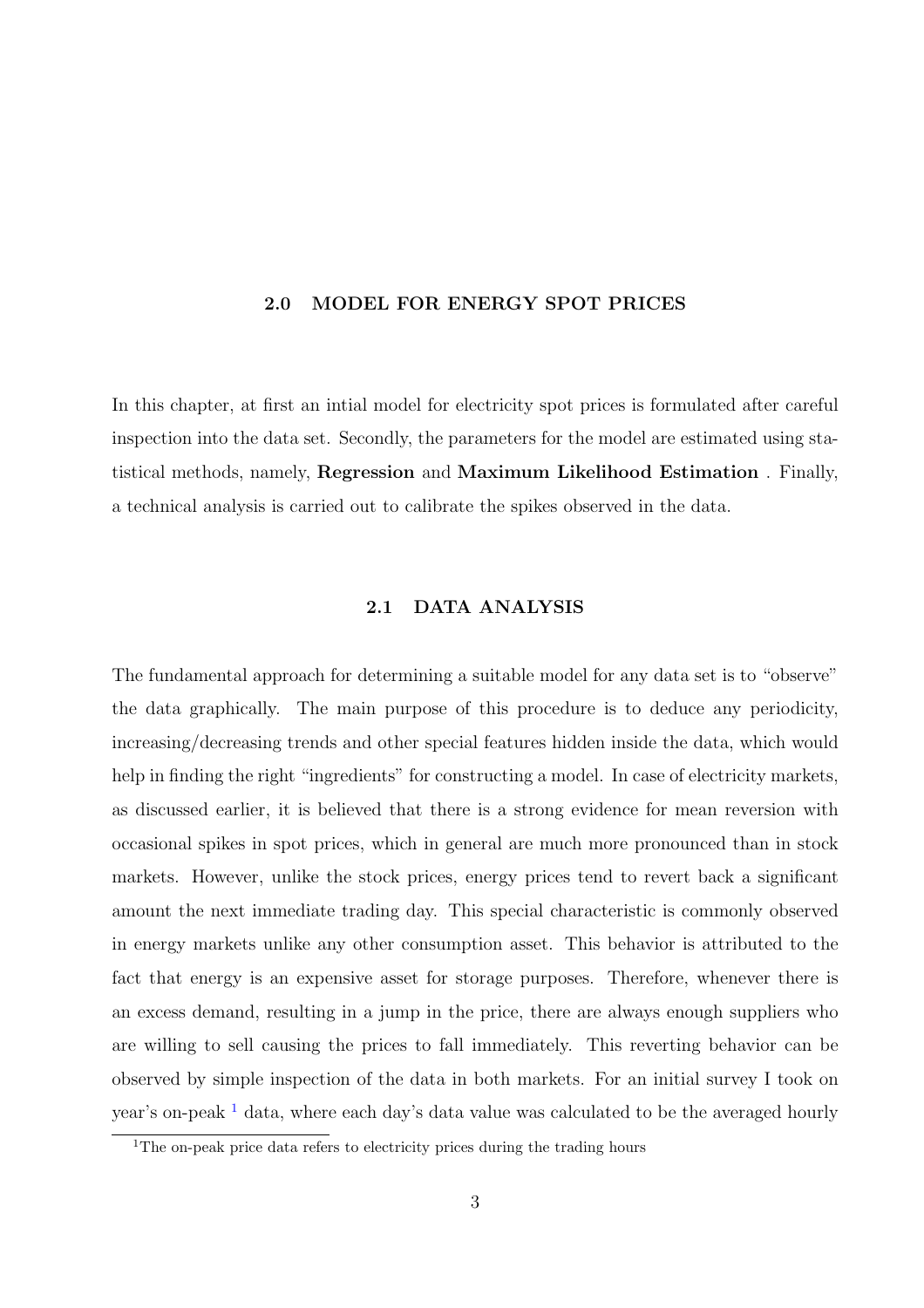## 2.0 MODEL FOR ENERGY SPOT PRICES

In this chapter, at first an intial model for electricity spot prices is formulated after careful inspection into the data set. Secondly, the parameters for the model are estimated using statistical methods, namely, **Regression** and **Maximum Likelihood Estimation** . Finally, a technical analysis is carried out to calibrate the spikes observed in the data.

### 2.1 DATA ANALYSIS

The fundamental approach for determining a suitable model for any data set is to "observe" the data graphically. The main purpose of this procedure is to deduce any periodicity, increasing/decreasing trends and other special features hidden inside the data, which would help in finding the right "ingredients" for constructing a model. In case of electricity markets, as discussed earlier, it is believed that there is a strong evidence for mean reversion with occasional spikes in spot prices, which in general are much more pronounced than in stock markets. However, unlike the stock prices, energy prices tend to revert back a significant amount the next immediate trading day. This special characteristic is commonly observed in energy markets unlike any other consumption asset. This behavior is attributed to the fact that energy is an expensive asset for storage purposes. Therefore, whenever there is an excess demand, resulting in a jump in the price, there are always enough suppliers who are willing to sell causing the prices to fall immediately. This reverting behavior can be observed by simple inspection of the data in both markets. For an initial survey I took on year's on-peak [1] data, where each day's data value was calculated to be the averaged hourly

[1] The on-peak price data refers to electricity prices during the trading hours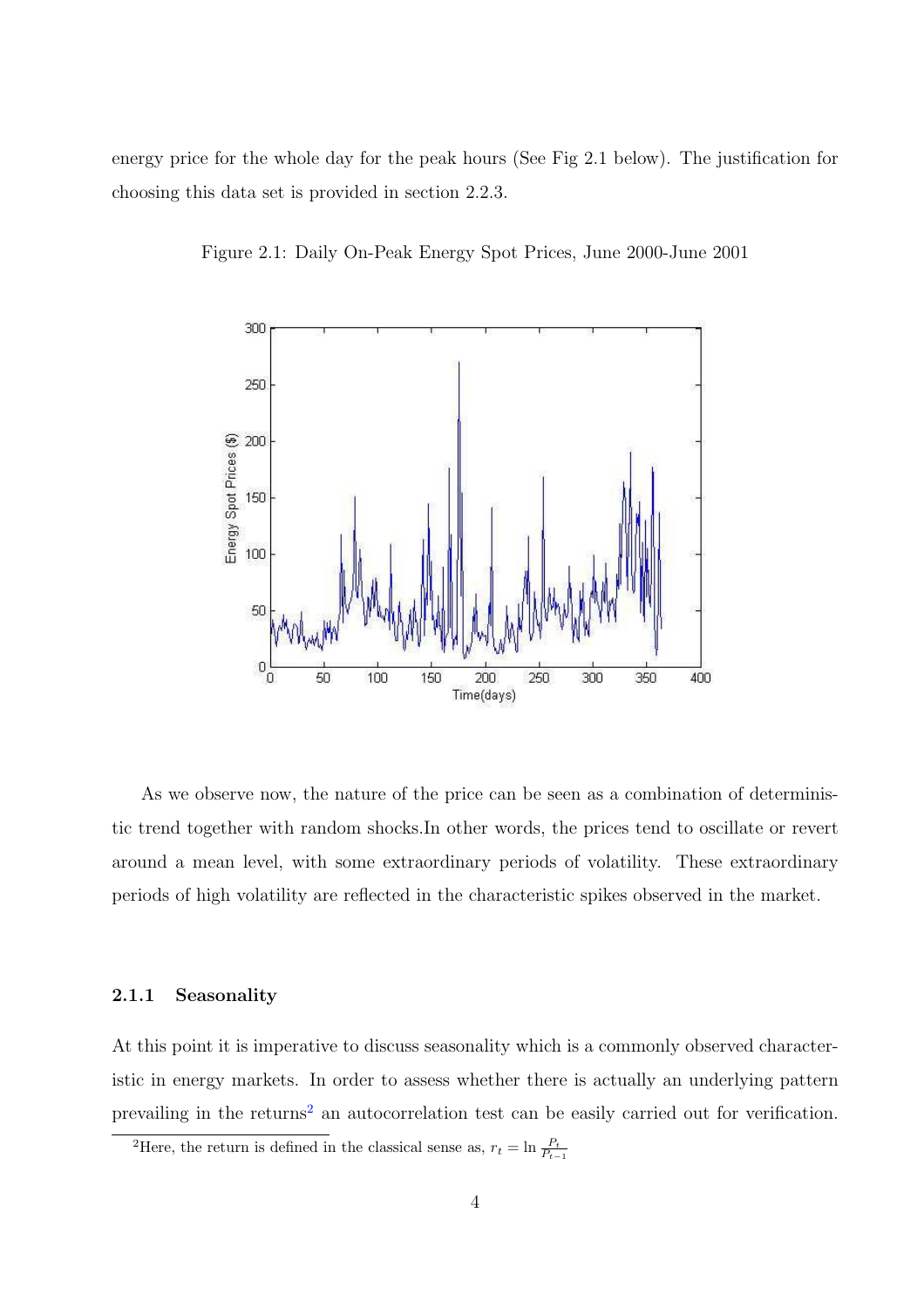energy price for the whole day for the peak hours (See Fig 2.1 below). The justification for choosing this data set is provided in section 2.2.3.

Figure 2.1: Daily On-Peak Energy Spot Prices, June 2000-June 2001

As we observe now, the nature of the price can be seen as a combination of deterministic trend together with random shocks.In other words, the prices tend to oscillate or revert around a mean level, with some extraordinary periods of volatility. These extraordinary periods of high volatility are reflected in the characteristic spikes observed in the market.

### 2.1.1 Seasonality

At this point it is imperative to discuss seasonality which is a commonly observed characteristic in energy markets. In order to assess whether there is actually an underlying pattern prevailing in the returns[2] an autocorrelation test can be easily carried out for verification.

[2] Here, the return is defined in the classical sense as, $r_t = \ln \frac{P_t}{P_{t-1}}$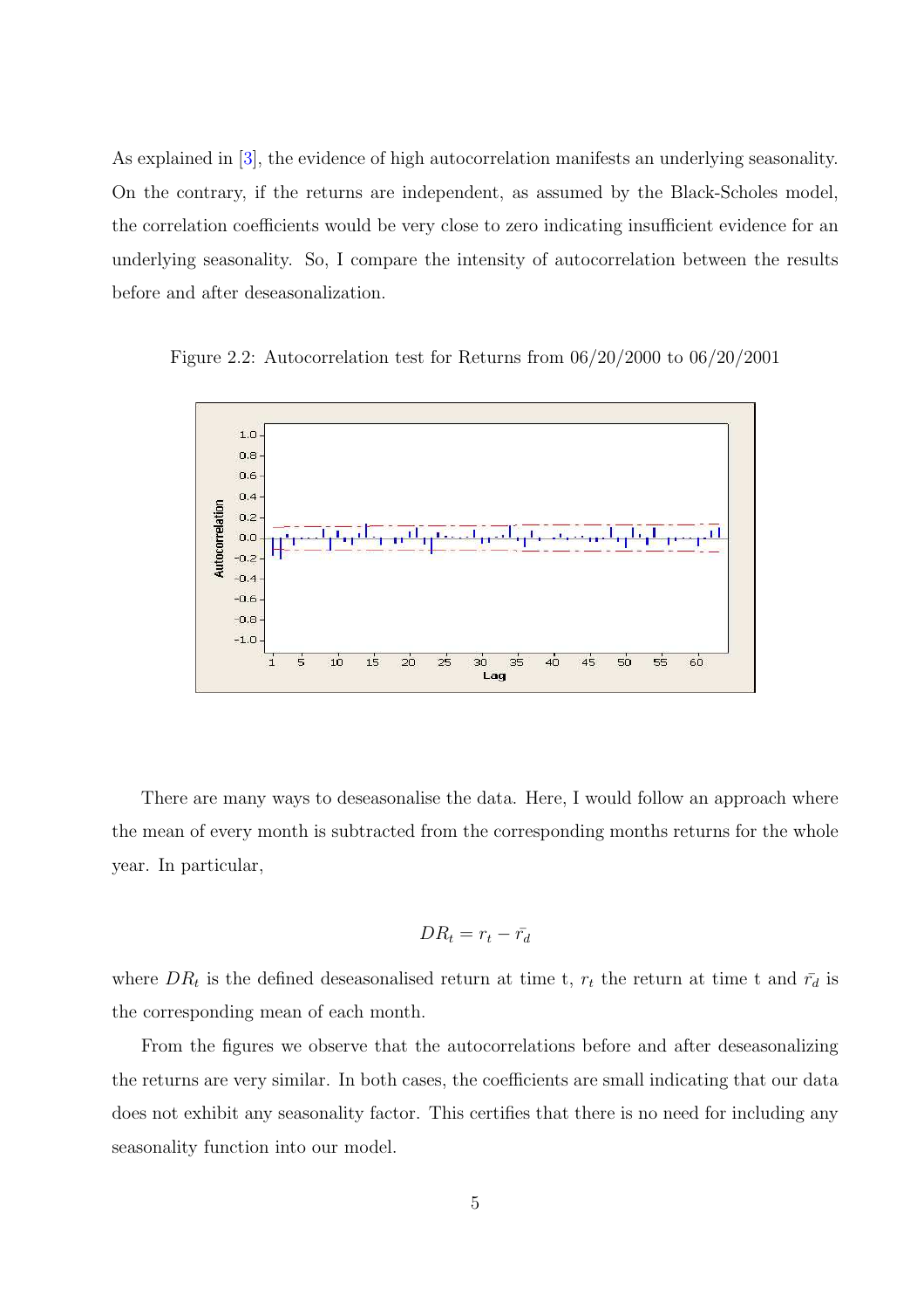As explained in [3], the evidence of high autocorrelation manifests an underlying seasonality. On the contrary, if the returns are independent, as assumed by the Black-Scholes model, the correlation coefficients would be very close to zero indicating insufficient evidence for an underlying seasonality. So, I compare the intensity of autocorrelation between the results before and after deseasonalization.

Figure 2.2: Autocorrelation test for Returns from 06/20/2000 to 06/20/2001

There are many ways to deseasonalise the data. Here, I would follow an approach where the mean of every month is subtracted from the corresponding months returns for the whole year. In particular,

$$DR_t = r_t - \bar{r_d}$$

where $DR_t$ is the defined deseasonalised return at time t, $r_t$ the return at time t and $\bar{r_d}$ is the corresponding mean of each month.

From the figures we observe that the autocorrelations before and after deseasonalizing the returns are very similar. In both cases, the coefficients are small indicating that our data does not exhibit any seasonality factor. This certifies that there is no need for including any seasonality function into our model.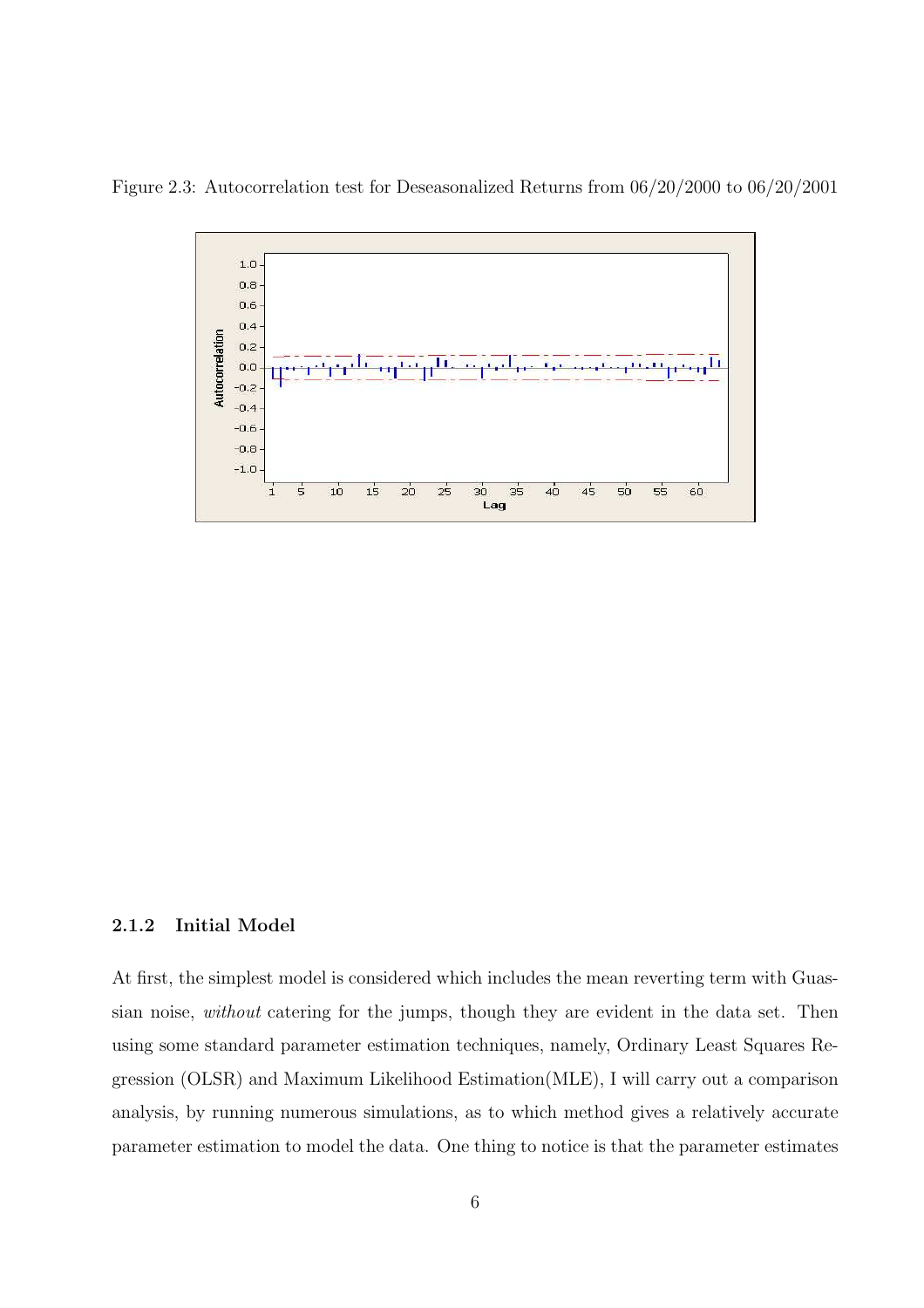Figure 2.3: Autocorrelation test for Deseasonalized Returns from 06/20/2000 to 06/20/2001

### 2.1.2 Initial Model

At first, the simplest model is considered which includes the mean reverting term with Guassian noise, *without* catering for the jumps, though they are evident in the data set. Then using some standard parameter estimation techniques, namely, Ordinary Least Squares Regression (OLSR) and Maximum Likelihood Estimation(MLE), I will carry out a comparison analysis, by running numerous simulations, as to which method gives a relatively accurate parameter estimation to model the data. One thing to notice is that the parameter estimates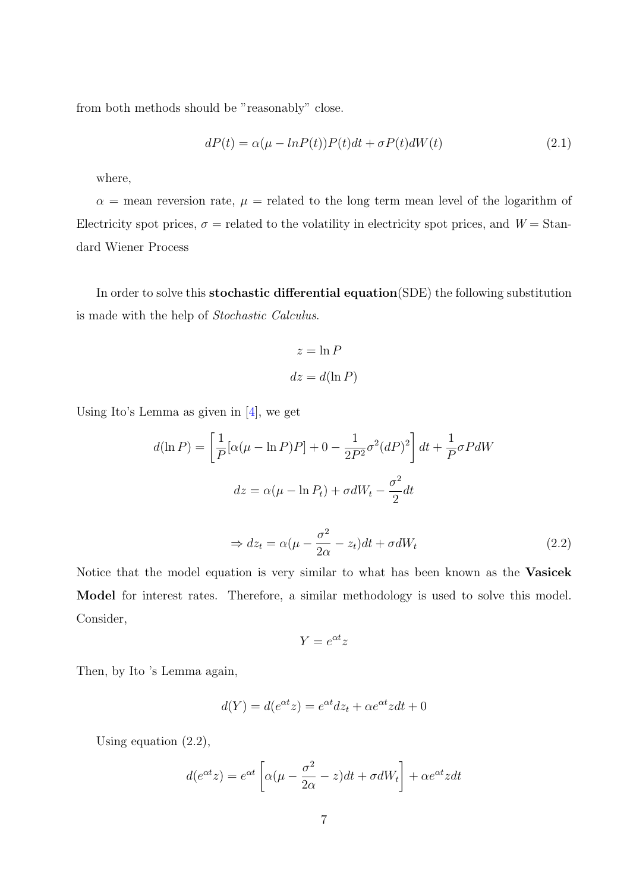from both methods should be "reasonably" close.

$$dP(t) = \alpha(\mu - lnP(t))P(t)dt + \sigma P(t)dW(t) \tag{2.1}$$

where,

$\alpha$ = mean reversion rate, $\mu$ = related to the long term mean level of the logarithm of Electricity spot prices, $\sigma$ = related to the volatility in electricity spot prices, and $W$ = Standard Wiener Process

In order to solve this **stochastic differential equation**(SDE) the following substitution is made with the help of *Stochastic Calculus*.

$$z = \ln P$$

$$dz = d(\ln P)$$

Using Ito's Lemma as given in [4], we get

$$d(\ln P) = \left[\frac{1}{P}[\alpha(\mu - \ln P)P] + 0 - \frac{1}{2P^2}\sigma^2(dP)^2\right]dt + \frac{1}{P}\sigma P dW$$

$$dz = \alpha(\mu - \ln P_t) + \sigma dW_t - \frac{\sigma^2}{2}dt$$

$$\Rightarrow dz_t = \alpha(\mu - \frac{\sigma^2}{2\alpha} - z_t)dt + \sigma dW_t \tag{2.2}$$

Notice that the model equation is very similar to what has been known as the **Vasicek Model** for interest rates. Therefore, a similar methodology is used to solve this model. Consider,

$$Y = e^{\alpha t}z$$

Then, by Ito 's Lemma again,

$$d(Y) = d(e^{\alpha t}z) = e^{\alpha t}dz_t + \alpha e^{\alpha t}zdt + 0$$

Using equation (2.2),

$$d(e^{\alpha t}z) = e^{\alpha t}\left[\alpha(\mu - \frac{\sigma^2}{2\alpha} - z)dt + \sigma dW_t\right] + \alpha e^{\alpha t}zdt$$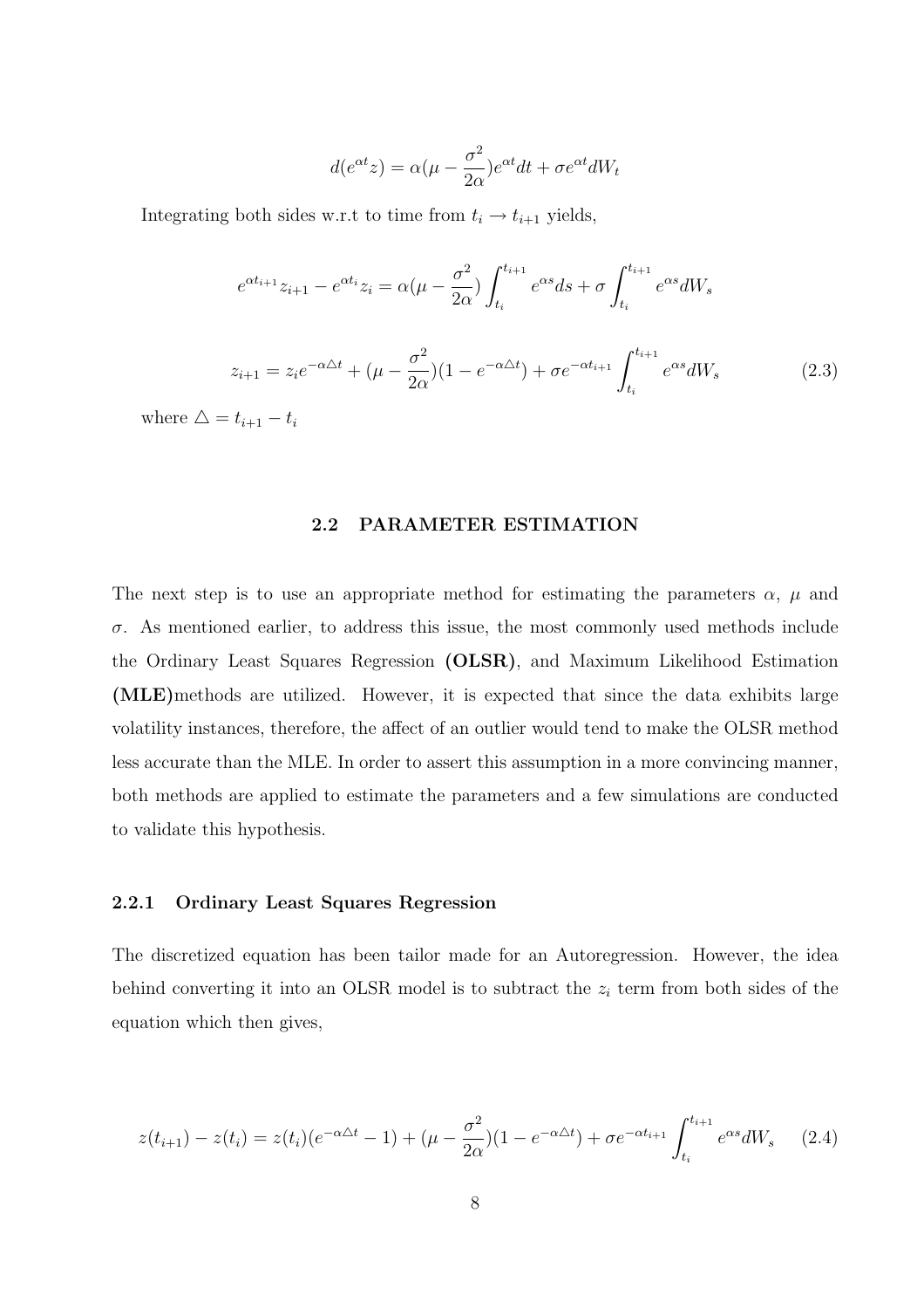$$d(e^{\alpha t}z) = \alpha(\mu - \frac{\sigma^2}{2\alpha})e^{\alpha t}dt + \sigma e^{\alpha t}dW_t$$

Integrating both sides w.r.t to time from $t_i \to t_{i+1}$ yields,

$$e^{\alpha t_{i+1}}z_{i+1} - e^{\alpha t_i}z_i = \alpha(\mu - \frac{\sigma^2}{2\alpha})\int_{t_i}^{t_{i+1}} e^{\alpha s}ds + \sigma \int_{t_i}^{t_{i+1}} e^{\alpha s}dW_s$$

$$z_{i+1} = z_i e^{-\alpha\triangle t} + (\mu - \frac{\sigma^2}{2\alpha})(1 - e^{-\alpha\triangle t}) + \sigma e^{-\alpha t_{i+1}} \int_{t_i}^{t_{i+1}} e^{\alpha s}dW_s \tag{2.3}$$

where $\triangle = t_{i+1} - t_i$

## 2.2 PARAMETER ESTIMATION

The next step is to use an appropriate method for estimating the parameters $\alpha$, $\mu$ and $\sigma$. As mentioned earlier, to address this issue, the most commonly used methods include the Ordinary Least Squares Regression **(OLSR)**, and Maximum Likelihood Estimation **(MLE)**methods are utilized. However, it is expected that since the data exhibits large volatility instances, therefore, the affect of an outlier would tend to make the OLSR method less accurate than the MLE. In order to assert this assumption in a more convincing manner, both methods are applied to estimate the parameters and a few simulations are conducted to validate this hypothesis.

### 2.2.1 Ordinary Least Squares Regression

The discretized equation has been tailor made for an Autoregression. However, the idea behind converting it into an OLSR model is to subtract the $z_i$ term from both sides of the equation which then gives,

$$z(t_{i+1}) - z(t_i) = z(t_i)(e^{-\alpha\triangle t} - 1) + (\mu - \frac{\sigma^2}{2\alpha})(1 - e^{-\alpha\triangle t}) + \sigma e^{-\alpha t_{i+1}} \int_{t_i}^{t_{i+1}} e^{\alpha s}dW_s \tag{2.4}$$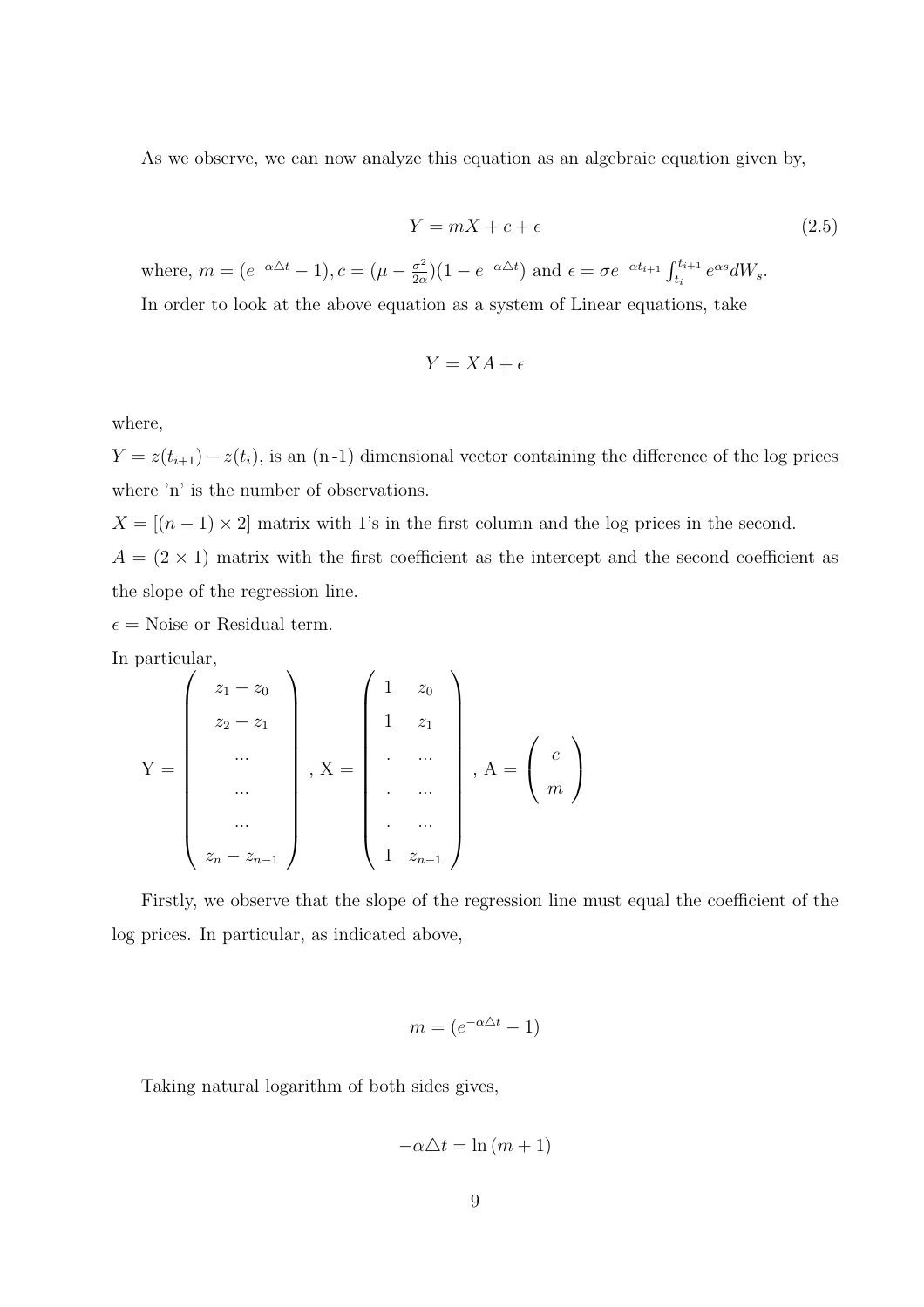As we observe, we can now analyze this equation as an algebraic equation given by,

$$Y = mX + c + \epsilon \tag{2.5}$$

where, $m = (e^{-\alpha\triangle t} - 1), c = (\mu - \frac{\sigma^2}{2\alpha})(1 - e^{-\alpha\triangle t})$ and $\epsilon = \sigma e^{-\alpha t_{i+1}} \int_{t_i}^{t_{i+1}} e^{\alpha s} dW_s$.

In order to look at the above equation as a system of Linear equations, take

$$Y = XA + \epsilon$$

where,

$Y = z(t_{i+1}) - z(t_i)$, is an (n-1) dimensional vector containing the difference of the log prices where 'n' is the number of observations.

$X = [(n-1) \times 2]$ matrix with 1's in the first column and the log prices in the second.

$A = (2 \times 1)$ matrix with the first coefficient as the intercept and the second coefficient as the slope of the regression line.

$\epsilon$ = Noise or Residual term.

In particular,

$$\text{Y} = \begin{pmatrix} z_1 - z_0 \\ z_2 - z_1 \\ ... \\ ... \\ ... \\ z_n - z_{n-1} \end{pmatrix}, \text{X} = \begin{pmatrix} 1 & z_0 \\ 1 & z_1 \\ . & ... \\ . & ... \\ . & ... \\ 1 & z_{n-1} \end{pmatrix}, \text{A} = \begin{pmatrix} c \\ m \end{pmatrix}$$

Firstly, we observe that the slope of the regression line must equal the coefficient of the log prices. In particular, as indicated above,

$$m = (e^{-\alpha\triangle t} - 1)$$

Taking natural logarithm of both sides gives,

$$-\alpha\triangle t = \ln(m + 1)$$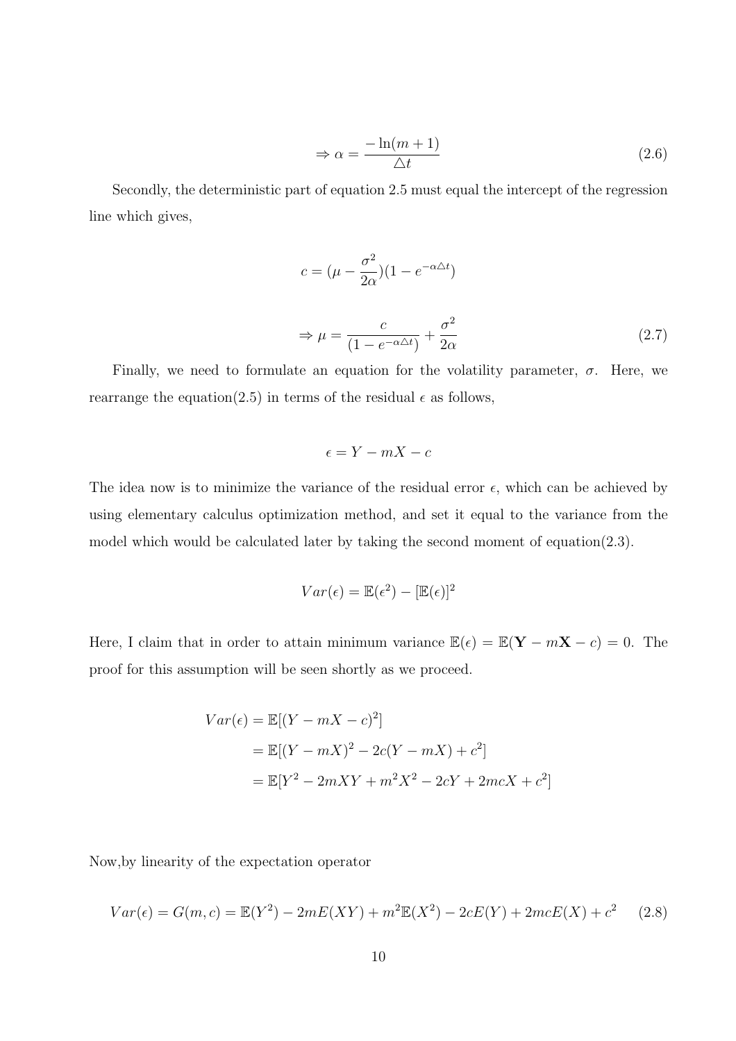$$\Rightarrow \alpha = \frac{-\ln(m+1)}{\triangle t} \tag{2.6}$$

Secondly, the deterministic part of equation 2.5 must equal the intercept of the regression line which gives,

$$c = (\mu - \frac{\sigma^2}{2\alpha})(1 - e^{-\alpha \triangle t})$$

$$\Rightarrow \mu = \frac{c}{(1 - e^{-\alpha \triangle t})} + \frac{\sigma^2}{2\alpha} \tag{2.7}$$

Finally, we need to formulate an equation for the volatility parameter, $\sigma$. Here, we rearrange the equation(2.5) in terms of the residual $\epsilon$ as follows,

$$\epsilon = Y - mX - c$$

The idea now is to minimize the variance of the residual error $\epsilon$, which can be achieved by using elementary calculus optimization method, and set it equal to the variance from the model which would be calculated later by taking the second moment of equation(2.3).

$$Var(\epsilon) = \mathbb{E}(\epsilon^2) - [\mathbb{E}(\epsilon)]^2$$

Here, I claim that in order to attain minimum variance $\mathbb{E}(\epsilon) = \mathbb{E}(\mathbf{Y} - m\mathbf{X} - c) = 0$. The proof for this assumption will be seen shortly as we proceed.

$$\begin{aligned}
Var(\epsilon) &= \mathbb{E}[(Y - mX - c)^2] \\
&= \mathbb{E}[(Y - mX)^2 - 2c(Y - mX) + c^2] \\
&= \mathbb{E}[Y^2 - 2mXY + m^2X^2 - 2cY + 2mcX + c^2]
\end{aligned}$$

Now,by linearity of the expectation operator

$$Var(\epsilon) = G(m, c) = \mathbb{E}(Y^2) - 2mE(XY) + m^2\mathbb{E}(X^2) - 2cE(Y) + 2mcE(X) + c^2 \tag{2.8}$$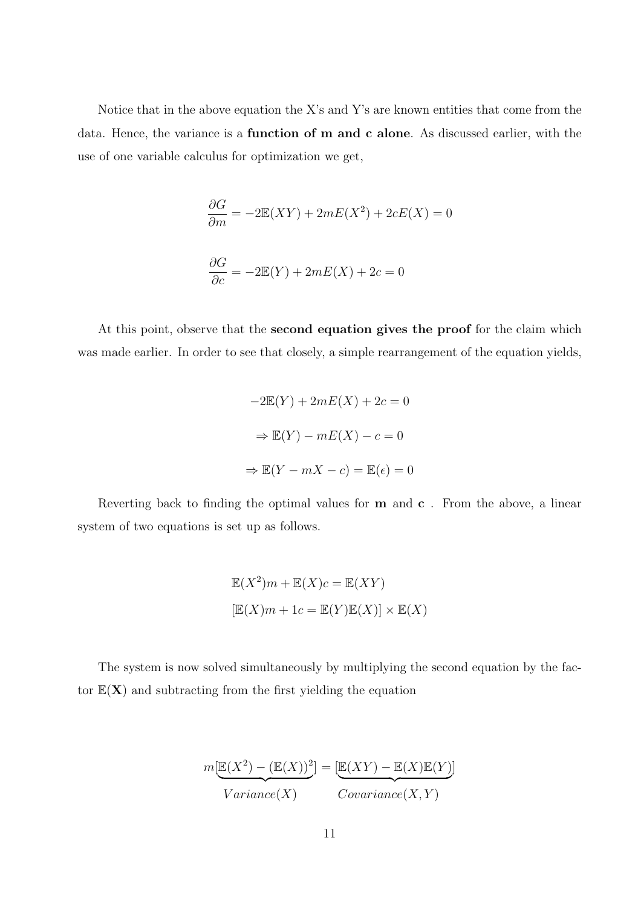Notice that in the above equation the X's and Y's are known entities that come from the data. Hence, the variance is a **function of m and c alone**. As discussed earlier, with the use of one variable calculus for optimization we get,

$$\frac{\partial G}{\partial m} = -2\mathbb{E}(XY) + 2mE(X^2) + 2cE(X) = 0$$

$$\frac{\partial G}{\partial c} = -2\mathbb{E}(Y) + 2mE(X) + 2c = 0$$

At this point, observe that the **second equation gives the proof** for the claim which was made earlier. In order to see that closely, a simple rearrangement of the equation yields,

$$-2\mathbb{E}(Y) + 2mE(X) + 2c = 0$$

$$\Rightarrow \mathbb{E}(Y) - mE(X) - c = 0$$

$$\Rightarrow \mathbb{E}(Y - mX - c) = \mathbb{E}(\epsilon) = 0$$

Reverting back to finding the optimal values for **m** and **c** . From the above, a linear system of two equations is set up as follows.

$$\mathbb{E}(X^2)m + \mathbb{E}(X)c = \mathbb{E}(XY)$$

$$[\mathbb{E}(X)m + 1c = \mathbb{E}(Y)\mathbb{E}(X)] \times \mathbb{E}(X)$$

The system is now solved simultaneously by multiplying the second equation by the factor $\mathbb{E}(\mathbf{X})$ and subtracting from the first yielding the equation

$$m[\underbrace{\mathbb{E}(X^2) - (\mathbb{E}(X))^2}_{Variance(X)}] = [\underbrace{\mathbb{E}(XY) - \mathbb{E}(X)\mathbb{E}(Y)}_{Covariance(X,Y)}]$$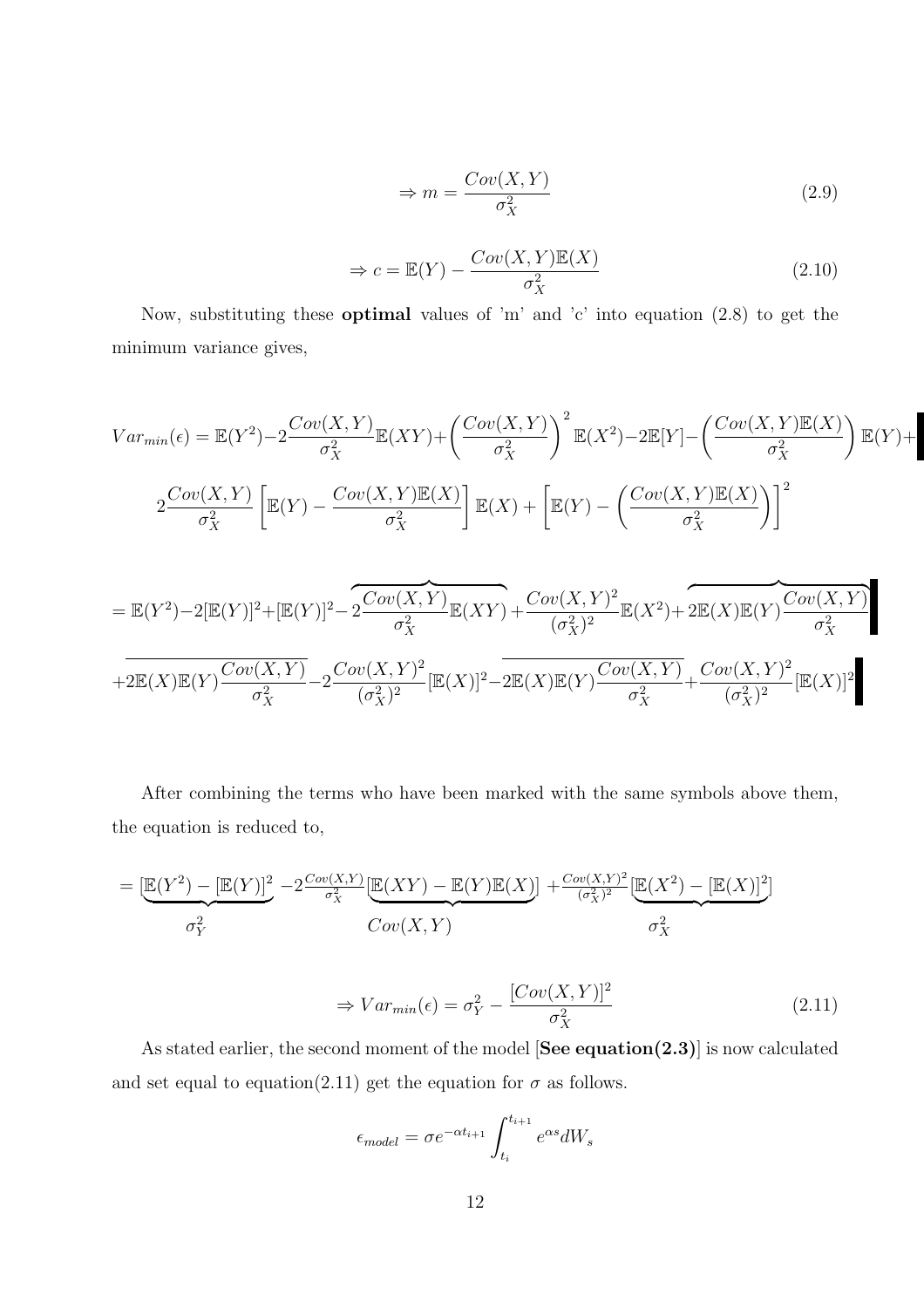$$\Rightarrow m = \frac{Cov(X,Y)}{\sigma_X^2} \tag{2.9}$$

$$\Rightarrow c = \mathbb{E}(Y) - \frac{Cov(X,Y)\mathbb{E}(X)}{\sigma_X^2} \tag{2.10}$$

Now, substituting these **optimal** values of 'm' and 'c' into equation (2.8) to get the minimum variance gives,

$$Var_{min}(\epsilon) = \mathbb{E}(Y^2) - 2\frac{Cov(X,Y)}{\sigma_X^2}\mathbb{E}(XY) + \left(\frac{Cov(X,Y)}{\sigma_X^2}\right)^2 \mathbb{E}(X^2) - 2\mathbb{E}[Y] - \left(\frac{Cov(X,Y)\mathbb{E}(X)}{\sigma_X^2}\right)\mathbb{E}(Y) +$$

$$2\frac{Cov(X,Y)}{\sigma_X^2}\left[\mathbb{E}(Y) - \frac{Cov(X,Y)\mathbb{E}(X)}{\sigma_X^2}\right]\mathbb{E}(X) + \left[\mathbb{E}(Y) - \left(\frac{Cov(X,Y)\mathbb{E}(X)}{\sigma_X^2}\right)\right]^2$$

$$= \mathbb{E}(Y^2) - 2[\mathbb{E}(Y)]^2 + [\mathbb{E}(Y)]^2 - \overbrace{2\frac{Cov(X,Y)}{\sigma_X^2}\mathbb{E}(XY)} + \frac{Cov(X,Y)^2}{(\sigma_X^2)^2}\mathbb{E}(X^2) + \overbrace{2\mathbb{E}(X)\mathbb{E}(Y)\frac{Cov(X,Y)}{\sigma_X^2}}$$

$$+ \overline{2\mathbb{E}(X)\mathbb{E}(Y)\frac{Cov(X,Y)}{\sigma_X^2}} - 2\frac{Cov(X,Y)^2}{(\sigma_X^2)^2}[\mathbb{E}(X)]^2 - \overline{2\mathbb{E}(X)\mathbb{E}(Y)\frac{Cov(X,Y)}{\sigma_X^2}} + \frac{Cov(X,Y)^2}{(\sigma_X^2)^2}[\mathbb{E}(X)]^2$$

After combining the terms who have been marked with the same symbols above them, the equation is reduced to,

$$= \underbrace{[\mathbb{E}(Y^2) - [\mathbb{E}(Y)]^2}_{\sigma_Y^2} - 2\frac{Cov(X,Y)}{\sigma_X^2}\underbrace{[\mathbb{E}(XY) - \mathbb{E}(Y)\mathbb{E}(X)]}_{Cov(X,Y)} + \frac{Cov(X,Y)^2}{(\sigma_X^2)^2}\underbrace{[\mathbb{E}(X^2) - [\mathbb{E}(X)]^2]}_{\sigma_X^2}$$

$$\Rightarrow Var_{min}(\epsilon) = \sigma_Y^2 - \frac{[Cov(X,Y)]^2}{\sigma_X^2} \tag{2.11}$$

As stated earlier, the second moment of the model [**See equation(2.3)**] is now calculated and set equal to equation(2.11) get the equation for $\sigma$ as follows.

$$\epsilon_{model} = \sigma e^{-\alpha t_{i+1}} \int_{t_i}^{t_{i+1}} e^{\alpha s} dW_s$$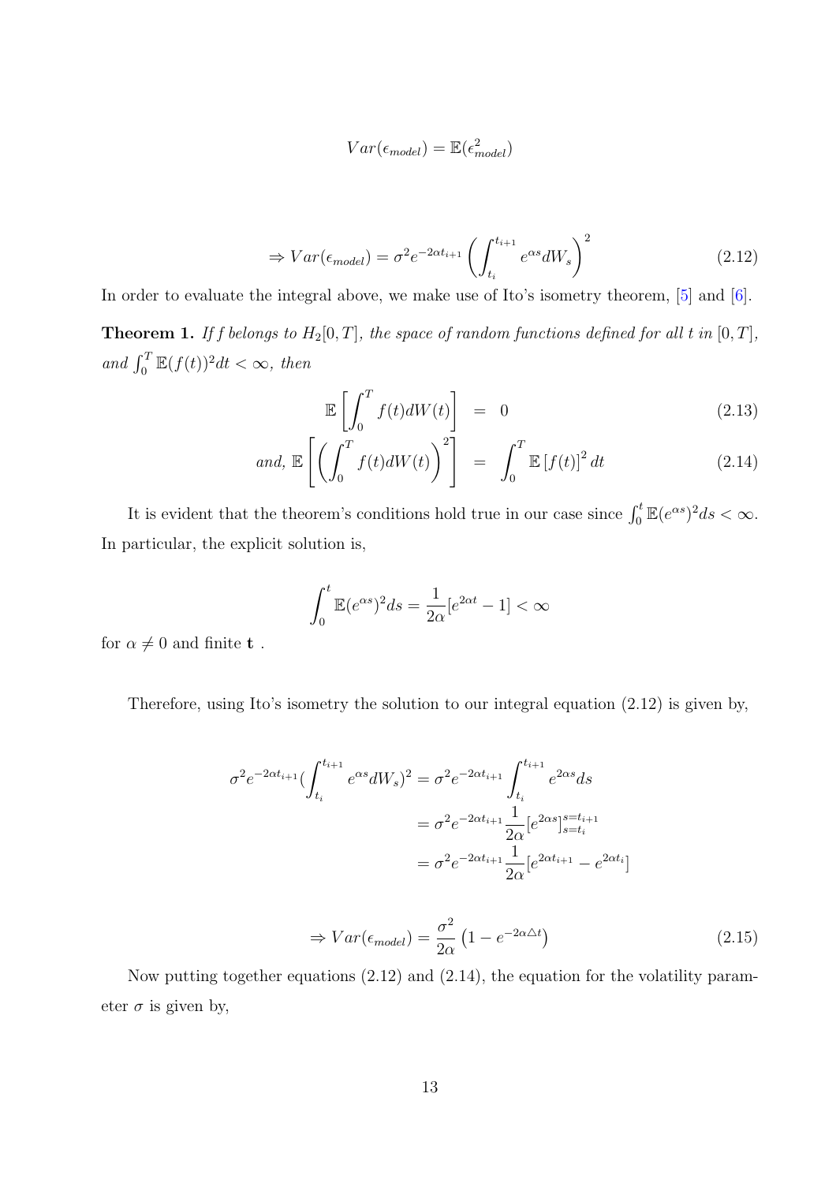$$Var(\epsilon_{model}) = \mathbb{E}(\epsilon_{model}^2)$$

$$\Rightarrow Var(\epsilon_{model}) = \sigma^2 e^{-2\alpha t_{i+1}} \left( \int_{t_i}^{t_{i+1}} e^{\alpha s} dW_s \right)^2 \tag{2.12}$$

In order to evaluate the integral above, we make use of Ito's isometry theorem, [5] and [6].

**Theorem 1.** *If f belongs to $H_2[0,T]$, the space of random functions defined for all t in $[0,T]$, and $\int_0^T \mathbb{E}(f(t))^2 dt < \infty$, then*

$$\mathbb{E}\left[\int_0^T f(t) dW(t)\right] = 0 \tag{2.13}$$

$$\textit{and, } \mathbb{E}\left[\left(\int_0^T f(t) dW(t)\right)^2\right] = \int_0^T \mathbb{E}\left[f(t)\right]^2 dt \tag{2.14}$$

It is evident that the theorem's conditions hold true in our case since $\int_0^t \mathbb{E}(e^{\alpha s})^2 ds < \infty$. In particular, the explicit solution is,

$$\int_0^t \mathbb{E}(e^{\alpha s})^2 ds = \frac{1}{2\alpha}[e^{2\alpha t} - 1] < \infty$$

for $\alpha \neq 0$ and finite **t** .

Therefore, using Ito's isometry the solution to our integral equation (2.12) is given by,

$$\begin{aligned}
\sigma^2 e^{-2\alpha t_{i+1}} \left( \int_{t_i}^{t_{i+1}} e^{\alpha s} dW_s \right)^2 &= \sigma^2 e^{-2\alpha t_{i+1}} \int_{t_i}^{t_{i+1}} e^{2\alpha s} ds \\
&= \sigma^2 e^{-2\alpha t_{i+1}} \frac{1}{2\alpha} [e^{2\alpha s}]_{s=t_i}^{s=t_{i+1}} \\
&= \sigma^2 e^{-2\alpha t_{i+1}} \frac{1}{2\alpha} [e^{2\alpha t_{i+1}} - e^{2\alpha t_i}]
\end{aligned}$$

$$\Rightarrow Var(\epsilon_{model}) = \frac{\sigma^2}{2\alpha}\left(1 - e^{-2\alpha \triangle t}\right) \tag{2.15}$$

Now putting together equations (2.12) and (2.14), the equation for the volatility parameter $\sigma$ is given by,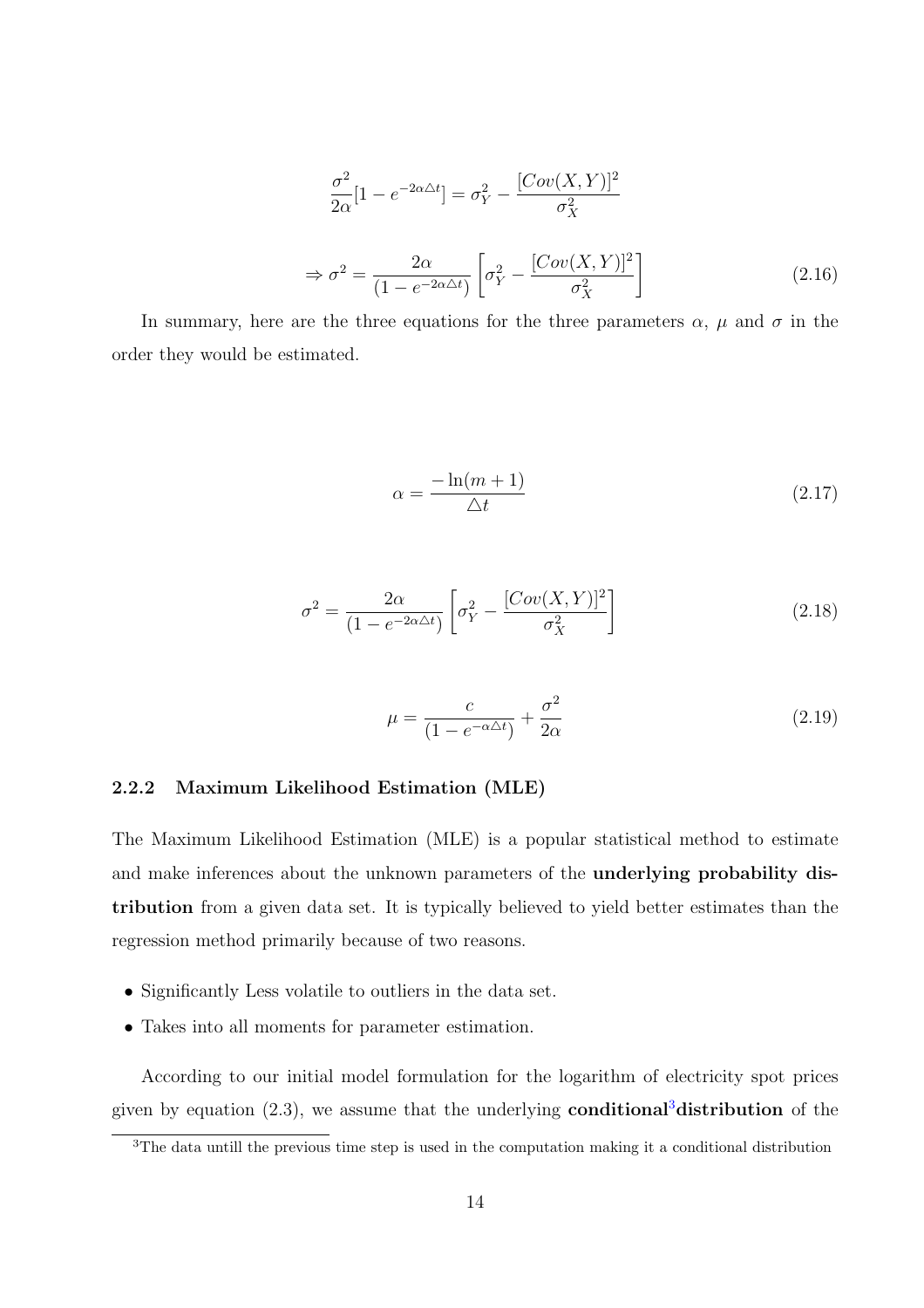$$\frac{\sigma^2}{2\alpha}[1 - e^{-2\alpha\triangle t}] = \sigma_Y^2 - \frac{[Cov(X,Y)]^2}{\sigma_X^2}$$

$$\Rightarrow \sigma^2 = \frac{2\alpha}{(1 - e^{-2\alpha\triangle t})}\left[\sigma_Y^2 - \frac{[Cov(X,Y)]^2}{\sigma_X^2}\right] \tag{2.16}$$

In summary, here are the three equations for the three parameters $\alpha$, $\mu$ and $\sigma$ in the order they would be estimated.

$$\alpha = \frac{-\ln(m+1)}{\triangle t} \tag{2.17}$$

$$\sigma^2 = \frac{2\alpha}{(1 - e^{-2\alpha\triangle t})}\left[\sigma_Y^2 - \frac{[Cov(X,Y)]^2}{\sigma_X^2}\right] \tag{2.18}$$

$$\mu = \frac{c}{(1 - e^{-\alpha\triangle t})} + \frac{\sigma^2}{2\alpha} \tag{2.19}$$

### 2.2.2 Maximum Likelihood Estimation (MLE)

The Maximum Likelihood Estimation (MLE) is a popular statistical method to estimate and make inferences about the unknown parameters of the **underlying probability distribution** from a given data set. It is typically believed to yield better estimates than the regression method primarily because of two reasons.

- Significantly Less volatile to outliers in the data set.
- Takes into all moments for parameter estimation.

According to our initial model formulation for the logarithm of electricity spot prices given by equation (2.3), we assume that the underlying **conditional**[3]**distribution** of the

[3]The data untill the previous time step is used in the computation making it a conditional distribution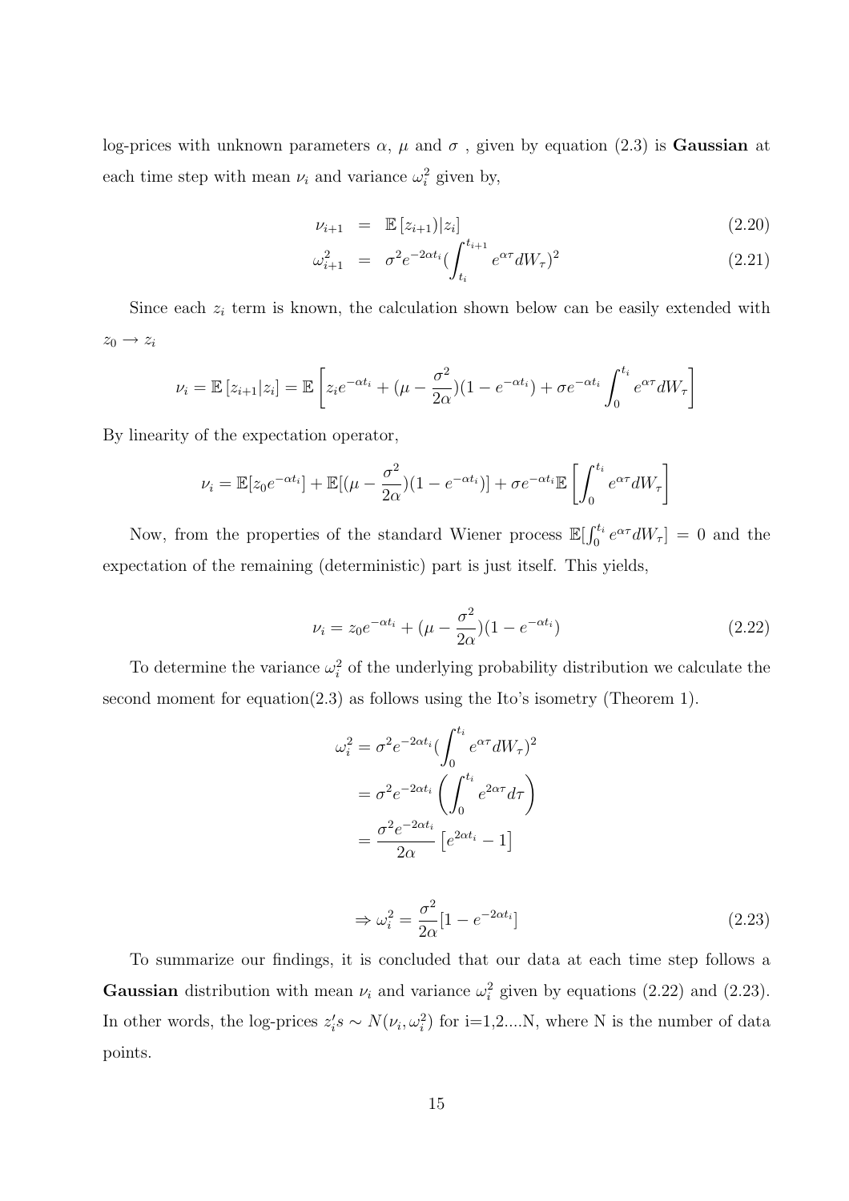log-prices with unknown parameters $\alpha$, $\mu$ and $\sigma$ , given by equation (2.3) is **Gaussian** at each time step with mean $\nu_i$ and variance $\omega_i^2$ given by,

$$\nu_{i+1} = \mathbb{E}\left[z_{i+1})|z_i\right] \tag{2.20}$$

$$\omega_{i+1}^2 = \sigma^2 e^{-2\alpha t_i} (\int_{t_i}^{t_{i+1}} e^{\alpha\tau} dW_\tau)^2 \tag{2.21}$$

Since each $z_i$ term is known, the calculation shown below can be easily extended with $z_0 \to z_i$

$$\nu_i = \mathbb{E}\left[z_{i+1}|z_i\right] = \mathbb{E}\left[z_i e^{-\alpha t_i} + (\mu - \frac{\sigma^2}{2\alpha})(1 - e^{-\alpha t_i}) + \sigma e^{-\alpha t_i} \int_0^{t_i} e^{\alpha\tau} dW_\tau\right]$$

By linearity of the expectation operator,

$$\nu_i = \mathbb{E}[z_0 e^{-\alpha t_i}] + \mathbb{E}[(\mu - \frac{\sigma^2}{2\alpha})(1 - e^{-\alpha t_i})] + \sigma e^{-\alpha t_i} \mathbb{E}\left[\int_0^{t_i} e^{\alpha\tau} dW_\tau\right]$$

Now, from the properties of the standard Wiener process $\mathbb{E}[\int_0^{t_i} e^{\alpha\tau} dW_\tau] = 0$ and the expectation of the remaining (deterministic) part is just itself. This yields,

$$\nu_i = z_0 e^{-\alpha t_i} + (\mu - \frac{\sigma^2}{2\alpha})(1 - e^{-\alpha t_i}) \tag{2.22}$$

To determine the variance $\omega_i^2$ of the underlying probability distribution we calculate the second moment for equation(2.3) as follows using the Ito's isometry (Theorem 1).

$$\begin{aligned}
\omega_i^2 &= \sigma^2 e^{-2\alpha t_i} (\int_0^{t_i} e^{\alpha\tau} dW_\tau)^2 \\
&= \sigma^2 e^{-2\alpha t_i} \left(\int_0^{t_i} e^{2\alpha\tau} d\tau\right) \\
&= \frac{\sigma^2 e^{-2\alpha t_i}}{2\alpha}\left[e^{2\alpha t_i} - 1\right]
\end{aligned}$$

$$\Rightarrow \omega_i^2 = \frac{\sigma^2}{2\alpha}[1 - e^{-2\alpha t_i}] \tag{2.23}$$

To summarize our findings, it is concluded that our data at each time step follows a **Gaussian** distribution with mean $\nu_i$ and variance $\omega_i^2$ given by equations (2.22) and (2.23). In other words, the log-prices $z_i's \sim N(\nu_i, \omega_i^2)$ for i=1,2....N, where N is the number of data points.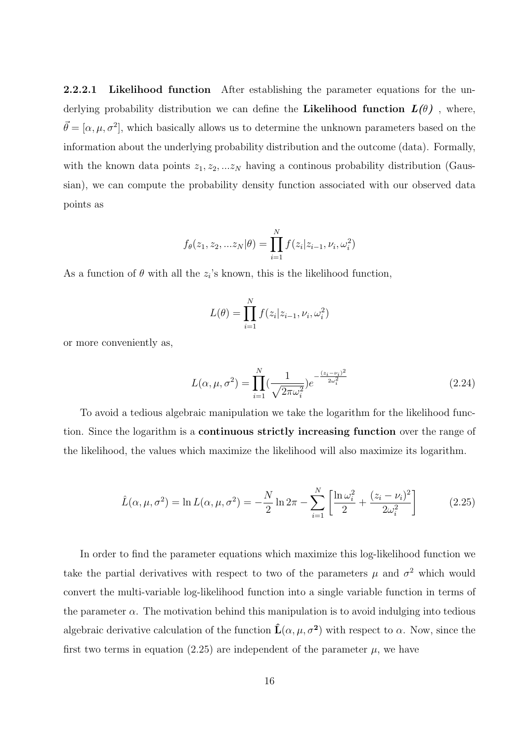#### 2.2.2.1 Likelihood function

After establishing the parameter equations for the underlying probability distribution we can define the **Likelihood function $L(\theta)$** , where, $\vec{\theta} = [\alpha, \mu, \sigma^2]$, which basically allows us to determine the unknown parameters based on the information about the underlying probability distribution and the outcome (data). Formally, with the known data points $z_1, z_2, ...z_N$ having a continous probability distribution (Gaussian), we can compute the probability density function associated with our observed data points as

$$f_\theta(z_1, z_2, ...z_N|\theta) = \prod_{i=1}^{N} f(z_i|z_{i-1}, \nu_i, \omega_i^2)$$

As a function of $\theta$ with all the $z_i$'s known, this is the likelihood function,

$$L(\theta) = \prod_{i=1}^{N} f(z_i|z_{i-1}, \nu_i, \omega_i^2)$$

or more conveniently as,

$$L(\alpha, \mu, \sigma^2) = \prod_{i=1}^{N} (\frac{1}{\sqrt{2\pi\omega_i^2}})e^{-\frac{(z_i-\nu_i)^2}{2\omega_i^2}} \tag{2.24}$$

To avoid a tedious algebraic manipulation we take the logarithm for the likelihood function. Since the logarithm is a **continuous strictly increasing function** over the range of the likelihood, the values which maximize the likelihood will also maximize its logarithm.

$$\hat{L}(\alpha, \mu, \sigma^2) = \ln L(\alpha, \mu, \sigma^2) = -\frac{N}{2}\ln 2\pi - \sum_{i=1}^{N}\left[\frac{\ln \omega_i^2}{2} + \frac{(z_i - \nu_i)^2}{2\omega_i^2}\right] \tag{2.25}$$

In order to find the parameter equations which maximize this log-likelihood function we take the partial derivatives with respect to two of the parameters $\mu$ and $\sigma^2$ which would convert the multi-variable log-likelihood function into a single variable function in terms of the parameter $\alpha$. The motivation behind this manipulation is to avoid indulging into tedious algebraic derivative calculation of the function $\hat{\mathbf{L}}(\alpha, \mu, \sigma^2)$ with respect to $\alpha$. Now, since the first two terms in equation (2.25) are independent of the parameter $\mu$, we have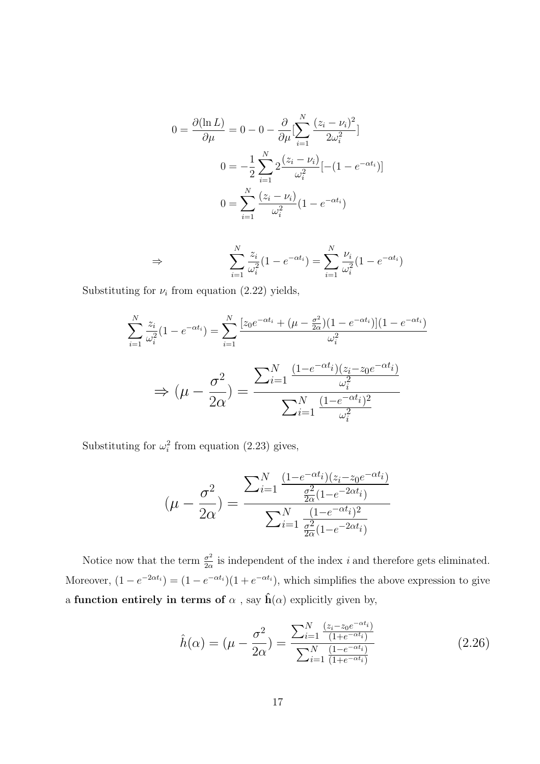$$0 = \frac{\partial(\ln L)}{\partial \mu} = 0 - 0 - \frac{\partial}{\partial \mu}[\sum_{i=1}^{N} \frac{(z_i - \nu_i)^2}{2\omega_i^2}]$$

$$0 = -\frac{1}{2}\sum_{i=1}^{N} 2\frac{(z_i - \nu_i)}{\omega_i^2}[-(1 - e^{-\alpha t_i})]$$

$$0 = \sum_{i=1}^{N} \frac{(z_i - \nu_i)}{\omega_i^2}(1 - e^{-\alpha t_i})$$

$$\Rightarrow \qquad \sum_{i=1}^{N} \frac{z_i}{\omega_i^2}(1 - e^{-\alpha t_i}) = \sum_{i=1}^{N} \frac{\nu_i}{\omega_i^2}(1 - e^{-\alpha t_i})$$

Substituting for $\nu_i$ from equation (2.22) yields,

$$\sum_{i=1}^{N} \frac{z_i}{\omega_i^2}(1 - e^{-\alpha t_i}) = \sum_{i=1}^{N} \frac{[z_0 e^{-\alpha t_i} + (\mu - \frac{\sigma^2}{2\alpha})(1 - e^{-\alpha t_i})](1 - e^{-\alpha t_i})}{\omega_i^2}$$

$$\Rightarrow (\mu - \frac{\sigma^2}{2\alpha}) = \frac{\sum_{i=1}^{N} \frac{(1-e^{-\alpha t_i})(z_i - z_0 e^{-\alpha t_i})}{\omega_i^2}}{\sum_{i=1}^{N} \frac{(1-e^{-\alpha t_i})^2}{\omega_i^2}}$$

Substituting for $\omega_i^2$ from equation (2.23) gives,

$$(\mu - \frac{\sigma^2}{2\alpha}) = \frac{\sum_{i=1}^{N} \frac{(1-e^{-\alpha t_i})(z_i - z_0 e^{-\alpha t_i})}{\frac{\sigma^2}{2\alpha}(1-e^{-2\alpha t_i})}}{\sum_{i=1}^{N} \frac{(1-e^{-\alpha t_i})^2}{\frac{\sigma^2}{2\alpha}(1-e^{-2\alpha t_i})}}$$

Notice now that the term $\frac{\sigma^2}{2\alpha}$ is independent of the index $i$ and therefore gets eliminated. Moreover, $(1 - e^{-2\alpha t_i}) = (1 - e^{-\alpha t_i})(1 + e^{-\alpha t_i})$, which simplifies the above expression to give a **function entirely in terms of** $\alpha$ , say $\hat{\mathbf{h}}(\alpha)$ explicitly given by,

$$\hat{h}(\alpha) = (\mu - \frac{\sigma^2}{2\alpha}) = \frac{\sum_{i=1}^{N} \frac{(z_i - z_0 e^{-\alpha t_i})}{(1+e^{-\alpha t_i})}}{\sum_{i=1}^{N} \frac{(1-e^{-\alpha t_i})}{(1+e^{-\alpha t_i})}} \tag{2.26}$$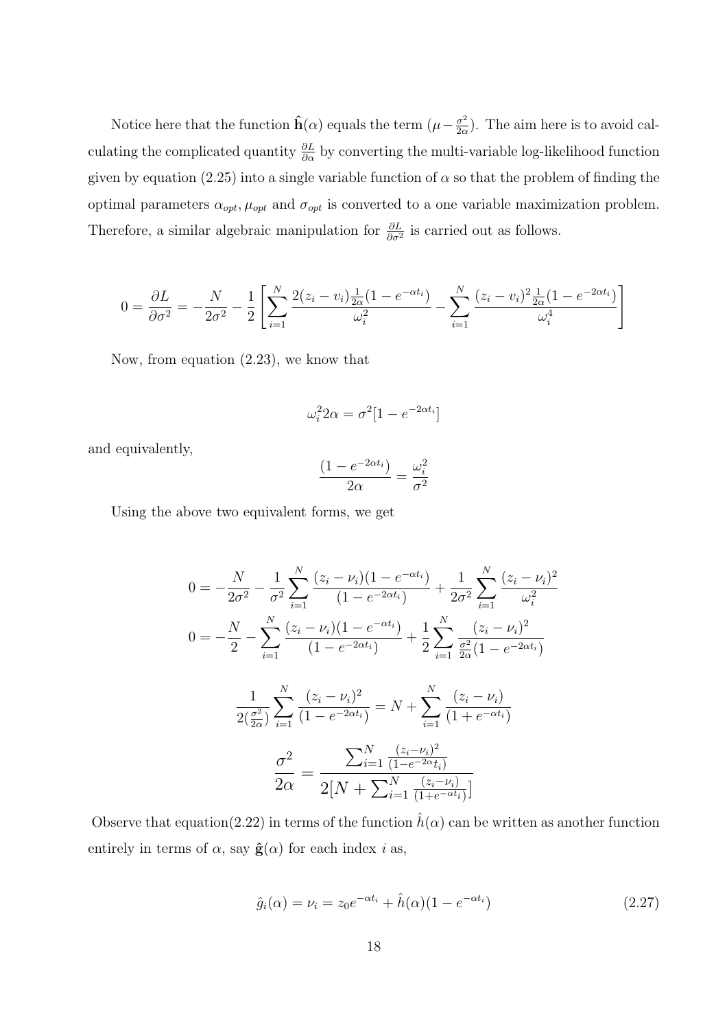Notice here that the function $\hat{\mathbf{h}}(\alpha)$ equals the term $(\mu - \frac{\sigma^2}{2\alpha})$. The aim here is to avoid calculating the complicated quantity $\frac{\partial L}{\partial \alpha}$ by converting the multi-variable log-likelihood function given by equation (2.25) into a single variable function of $\alpha$ so that the problem of finding the optimal parameters $\alpha_{opt}, \mu_{opt}$ and $\sigma_{opt}$ is converted to a one variable maximization problem. Therefore, a similar algebraic manipulation for $\frac{\partial L}{\partial \sigma^2}$ is carried out as follows.

$$0 = \frac{\partial L}{\partial \sigma^2} = -\frac{N}{2\sigma^2} - \frac{1}{2}\left[\sum_{i=1}^{N} \frac{2(z_i - v_i)\frac{1}{2\alpha}(1 - e^{-\alpha t_i})}{\omega_i^2} - \sum_{i=1}^{N} \frac{(z_i - v_i)^2 \frac{1}{2\alpha}(1 - e^{-2\alpha t_i})}{\omega_i^4}\right]$$

Now, from equation (2.23), we know that

$$\omega_i^2 2\alpha = \sigma^2[1 - e^{-2\alpha t_i}]$$

and equivalently,

$$\frac{(1 - e^{-2\alpha t_i})}{2\alpha} = \frac{\omega_i^2}{\sigma^2}$$

Using the above two equivalent forms, we get

$$0 = -\frac{N}{2\sigma^2} - \frac{1}{\sigma^2}\sum_{i=1}^{N} \frac{(z_i - \nu_i)(1 - e^{-\alpha t_i})}{(1 - e^{-2\alpha t_i})} + \frac{1}{2\sigma^2}\sum_{i=1}^{N} \frac{(z_i - \nu_i)^2}{\omega_i^2}$$

$$0 = -\frac{N}{2} - \sum_{i=1}^{N} \frac{(z_i - \nu_i)(1 - e^{-\alpha t_i})}{(1 - e^{-2\alpha t_i})} + \frac{1}{2}\sum_{i=1}^{N} \frac{(z_i - \nu_i)^2}{\frac{\sigma^2}{2\alpha}(1 - e^{-2\alpha t_i})}$$

$$\frac{1}{2(\frac{\sigma^2}{2\alpha})}\sum_{i=1}^{N} \frac{(z_i - \nu_i)^2}{(1 - e^{-2\alpha t_i})} = N + \sum_{i=1}^{N} \frac{(z_i - \nu_i)}{(1 + e^{-\alpha t_i})}$$

$$\frac{\sigma^2}{2\alpha} = \frac{\sum_{i=1}^{N} \frac{(z_i - \nu_i)^2}{(1 - e^{-2\alpha} t_i)}}{2[N + \sum_{i=1}^{N} \frac{(z_i - \nu_i)}{(1 + e^{-\alpha t_i})}]}$$

Observe that equation(2.22) in terms of the function $\hat{h}(\alpha)$ can be written as another function entirely in terms of $\alpha$, say $\hat{\mathbf{g}}(\alpha)$ for each index $i$ as,

$$\hat{g}_i(\alpha) = \nu_i = z_0 e^{-\alpha t_i} + \hat{h}(\alpha)(1 - e^{-\alpha t_i}) \tag{2.27}$$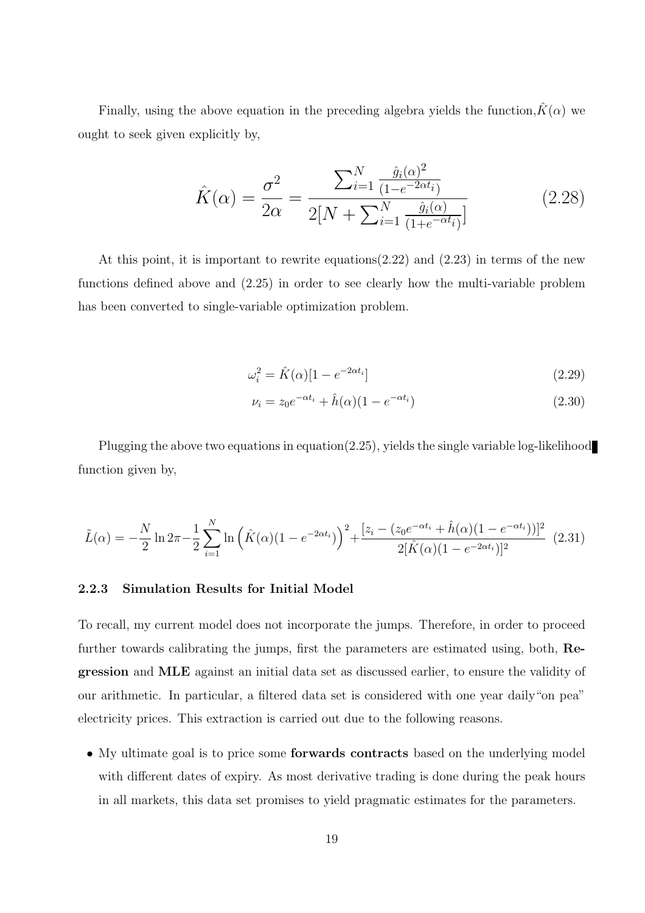Finally, using the above equation in the preceding algebra yields the function, $\hat{K}(\alpha)$ we ought to seek given explicitly by,

$$\hat{K}(\alpha) = \frac{\sigma^2}{2\alpha} = \frac{\sum_{i=1}^{N} \frac{\hat{g}_i(\alpha)^2}{(1-e^{-2\alpha t_i})}}{2[N + \sum_{i=1}^{N} \frac{\hat{g}_i(\alpha)}{(1+e^{-\alpha t_i})}]} \tag{2.28}$$

At this point, it is important to rewrite equations(2.22) and (2.23) in terms of the new functions defined above and (2.25) in order to see clearly how the multi-variable problem has been converted to single-variable optimization problem.

$$\omega_i^2 = \hat{K}(\alpha)[1 - e^{-2\alpha t_i}] \tag{2.29}$$

$$\nu_i = z_0 e^{-\alpha t_i} + \hat{h}(\alpha)(1 - e^{-\alpha t_i}) \tag{2.30}$$

Plugging the above two equations in equation(2.25), yields the single variable log-likelihood function given by,

$$\tilde{L}(\alpha) = -\frac{N}{2}\ln 2\pi - \frac{1}{2}\sum_{i=1}^{N} \ln\left(\hat{K}(\alpha)(1 - e^{-2\alpha t_i})\right)^2 + \frac{[z_i - (z_0 e^{-\alpha t_i} + \hat{h}(\alpha)(1 - e^{-\alpha t_i}))]^2}{2[\hat{K}(\alpha)(1 - e^{-2\alpha t_i})]^2} \tag{2.31}$$

### 2.2.3 Simulation Results for Initial Model

To recall, my current model does not incorporate the jumps. Therefore, in order to proceed further towards calibrating the jumps, first the parameters are estimated using, both, **Regression** and **MLE** against an initial data set as discussed earlier, to ensure the validity of our arithmetic. In particular, a filtered data set is considered with one year daily"on pea" electricity prices. This extraction is carried out due to the following reasons.

- My ultimate goal is to price some **forwards contracts** based on the underlying model with different dates of expiry. As most derivative trading is done during the peak hours in all markets, this data set promises to yield pragmatic estimates for the parameters.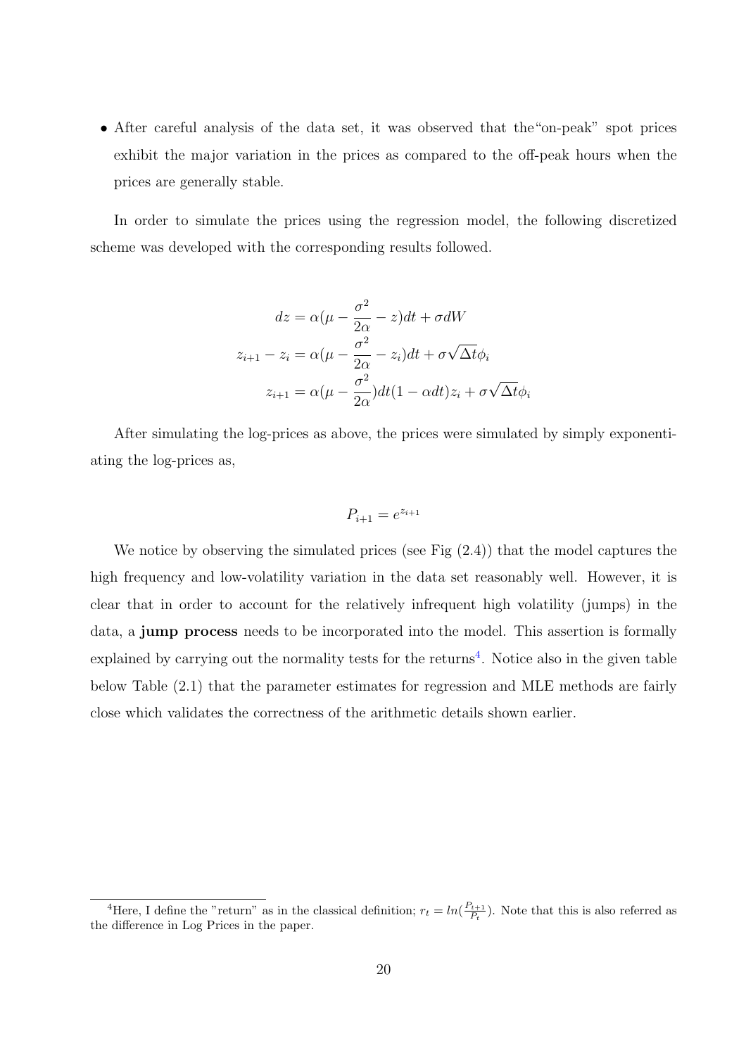- After careful analysis of the data set, it was observed that the"on-peak" spot prices exhibit the major variation in the prices as compared to the off-peak hours when the prices are generally stable.

In order to simulate the prices using the regression model, the following discretized scheme was developed with the corresponding results followed.

$$
\begin{aligned}
dz &= \alpha(\mu - \frac{\sigma^2}{2\alpha} - z)dt + \sigma dW \\
z_{i+1} - z_i &= \alpha(\mu - \frac{\sigma^2}{2\alpha} - z_i)dt + \sigma\sqrt{\Delta t}\phi_i \\
z_{i+1} &= \alpha(\mu - \frac{\sigma^2}{2\alpha})dt(1 - \alpha dt)z_i + \sigma\sqrt{\Delta t}\phi_i
\end{aligned}
$$

After simulating the log-prices as above, the prices were simulated by simply exponentiating the log-prices as,

$$
P_{i+1} = e^{z_{i+1}}
$$

We notice by observing the simulated prices (see Fig (2.4)) that the model captures the high frequency and low-volatility variation in the data set reasonably well. However, it is clear that in order to account for the relatively infrequent high volatility (jumps) in the data, a **jump process** needs to be incorporated into the model. This assertion is formally explained by carrying out the normality tests for the returns[4]. Notice also in the given table below Table (2.1) that the parameter estimates for regression and MLE methods are fairly close which validates the correctness of the arithmetic details shown earlier.

[4]Here, I define the "return" as in the classical definition; $r_t = ln(\frac{P_{t+1}}{P_t})$. Note that this is also referred as the difference in Log Prices in the paper.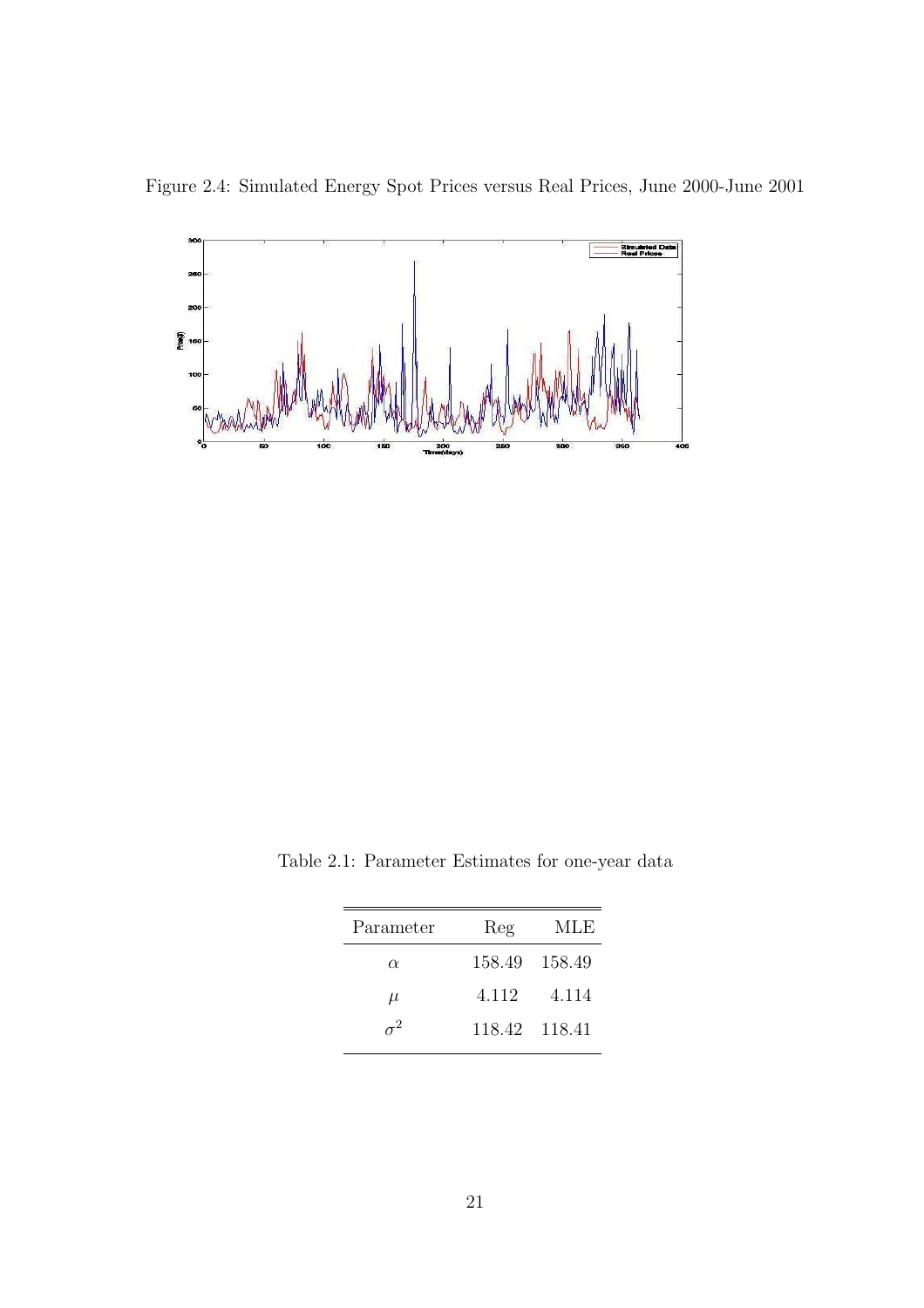Figure 2.4: Simulated Energy Spot Prices versus Real Prices, June 2000-June 2001

Table 2.1: Parameter Estimates for one-year data

| Parameter | Reg | MLE |
|---|---|---|
| $\alpha$ | 158.49 | 158.49 |
| $\mu$ | 4.112 | 4.114 |
| $\sigma^2$ | 118.42 | 118.41 |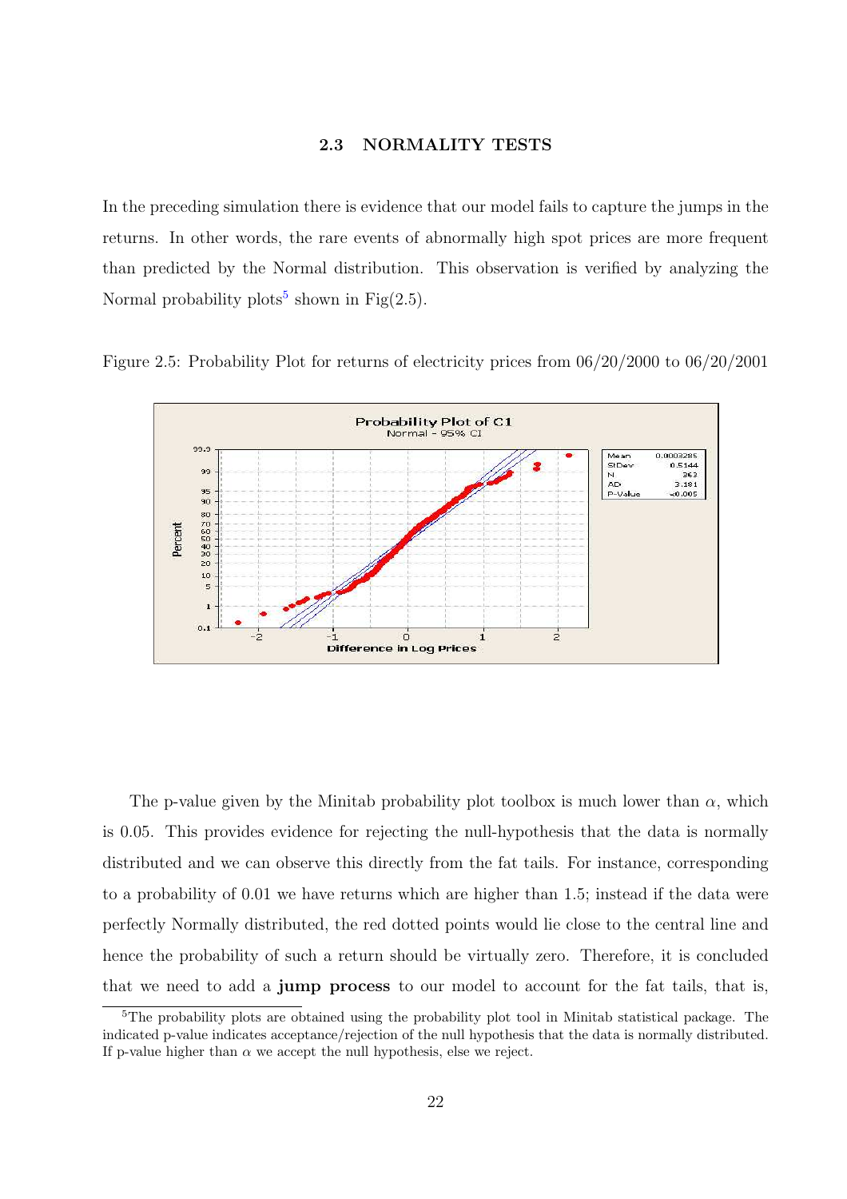### 2.3 NORMALITY TESTS

In the preceding simulation there is evidence that our model fails to capture the jumps in the returns. In other words, the rare events of abnormally high spot prices are more frequent than predicted by the Normal distribution. This observation is verified by analyzing the Normal probability plots[5] shown in Fig(2.5).

Figure 2.5: Probability Plot for returns of electricity prices from 06/20/2000 to 06/20/2001

The p-value given by the Minitab probability plot toolbox is much lower than $\alpha$, which is 0.05. This provides evidence for rejecting the null-hypothesis that the data is normally distributed and we can observe this directly from the fat tails. For instance, corresponding to a probability of 0.01 we have returns which are higher than 1.5; instead if the data were perfectly Normally distributed, the red dotted points would lie close to the central line and hence the probability of such a return should be virtually zero. Therefore, it is concluded that we need to add a **jump process** to our model to account for the fat tails, that is,

[5] The probability plots are obtained using the probability plot tool in Minitab statistical package. The indicated p-value indicates acceptance/rejection of the null hypothesis that the data is normally distributed. If p-value higher than $\alpha$ we accept the null hypothesis, else we reject.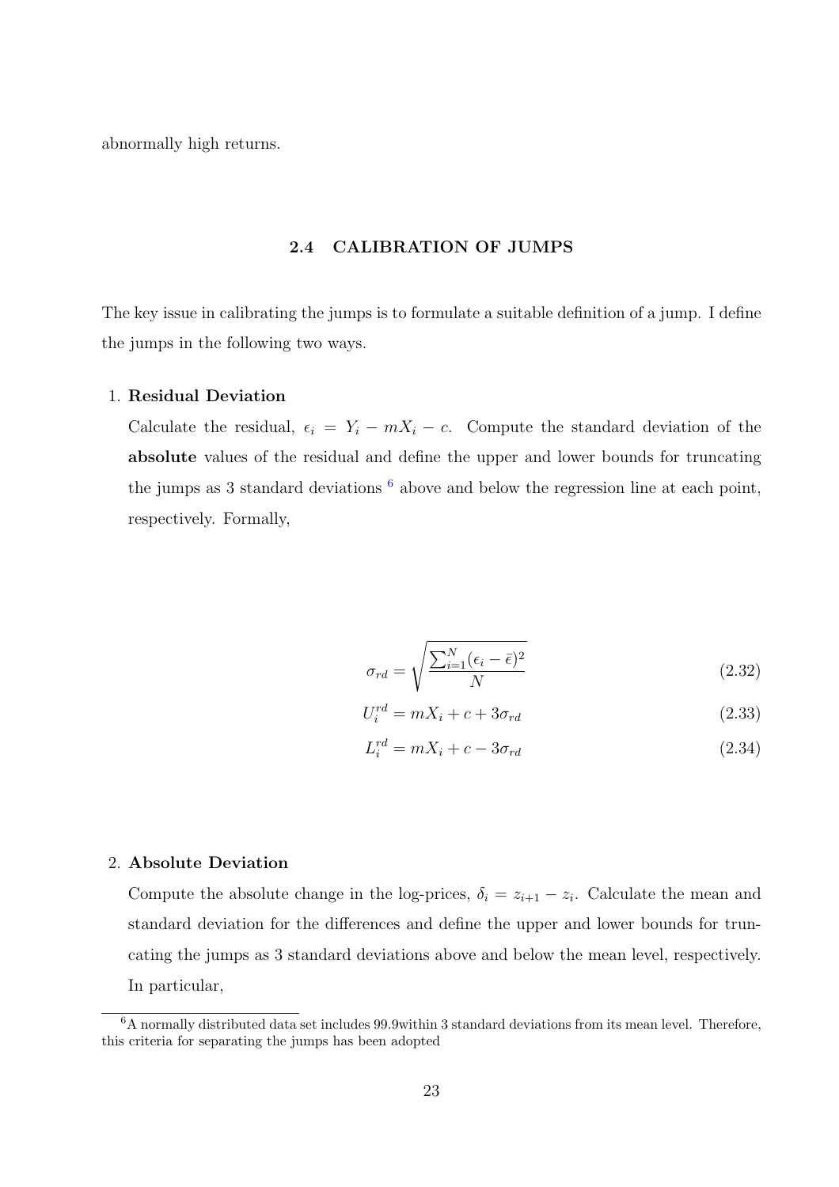abnormally high returns.

## 2.4 CALIBRATION OF JUMPS

The key issue in calibrating the jumps is to formulate a suitable definition of a jump. I define the jumps in the following two ways.

1. **Residual Deviation**

   Calculate the residual, $\epsilon_i = Y_i - mX_i - c$. Compute the standard deviation of the **absolute** values of the residual and define the upper and lower bounds for truncating the jumps as 3 standard deviations [6] above and below the regression line at each point, respectively. Formally,

$$\sigma_{rd} = \sqrt{\frac{\sum_{i=1}^{N}(\epsilon_i - \bar{\epsilon})^2}{N}} \tag{2.32}$$

$$U_i^{rd} = mX_i + c + 3\sigma_{rd} \tag{2.33}$$

$$L_i^{rd} = mX_i + c - 3\sigma_{rd} \tag{2.34}$$

2. **Absolute Deviation**

   Compute the absolute change in the log-prices, $\delta_i = z_{i+1} - z_i$. Calculate the mean and standard deviation for the differences and define the upper and lower bounds for truncating the jumps as 3 standard deviations above and below the mean level, respectively. In particular,

---

[6] A normally distributed data set includes 99.9within 3 standard deviations from its mean level. Therefore, this criteria for separating the jumps has been adopted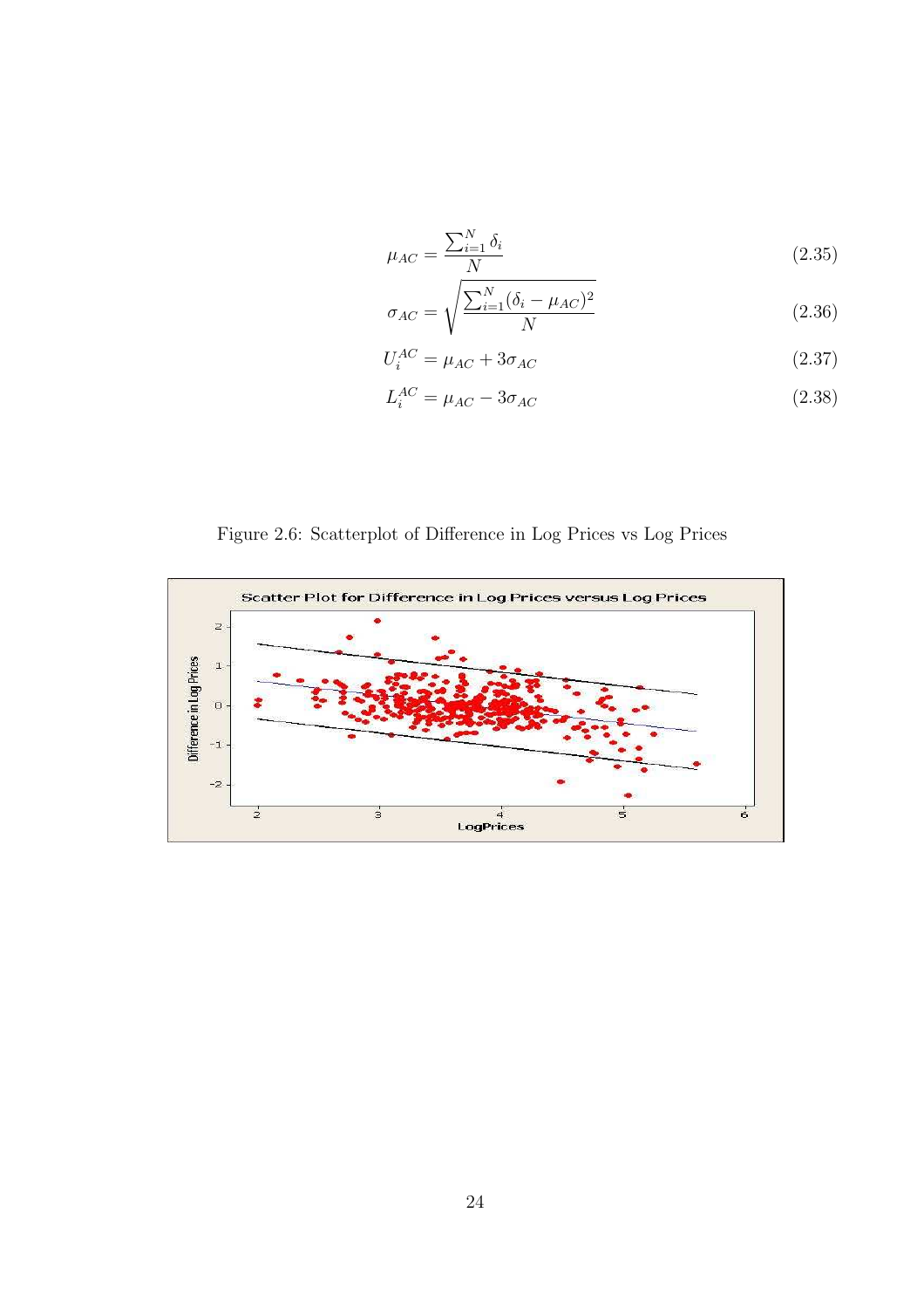$$\mu_{AC} = \frac{\sum_{i=1}^{N} \delta_i}{N} \tag{2.35}$$

$$\sigma_{AC} = \sqrt{\frac{\sum_{i=1}^{N} (\delta_i - \mu_{AC})^2}{N}} \tag{2.36}$$

$$U_i^{AC} = \mu_{AC} + 3\sigma_{AC} \tag{2.37}$$

$$L_i^{AC} = \mu_{AC} - 3\sigma_{AC} \tag{2.38}$$

Figure 2.6: Scatterplot of Difference in Log Prices vs Log Prices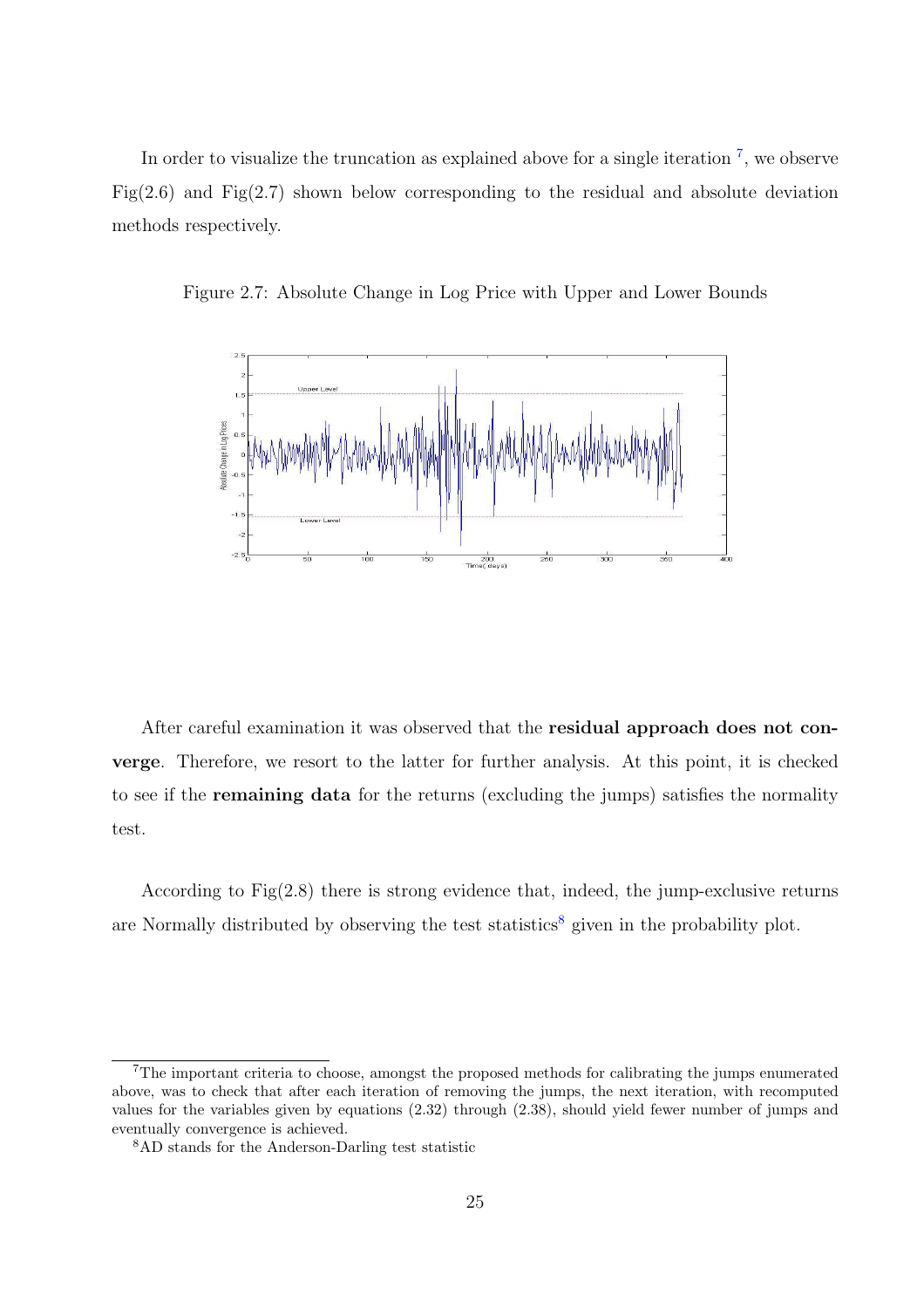In order to visualize the truncation as explained above for a single iteration [7], we observe Fig(2.6) and Fig(2.7) shown below corresponding to the residual and absolute deviation methods respectively.

Figure 2.7: Absolute Change in Log Price with Upper and Lower Bounds

After careful examination it was observed that the **residual approach does not converge**. Therefore, we resort to the latter for further analysis. At this point, it is checked to see if the **remaining data** for the returns (excluding the jumps) satisfies the normality test.

According to Fig(2.8) there is strong evidence that, indeed, the jump-exclusive returns are Normally distributed by observing the test statistics[8] given in the probability plot.

[7] The important criteria to choose, amongst the proposed methods for calibrating the jumps enumerated above, was to check that after each iteration of removing the jumps, the next iteration, with recomputed values for the variables given by equations (2.32) through (2.38), should yield fewer number of jumps and eventually convergence is achieved.

[8] AD stands for the Anderson-Darling test statistic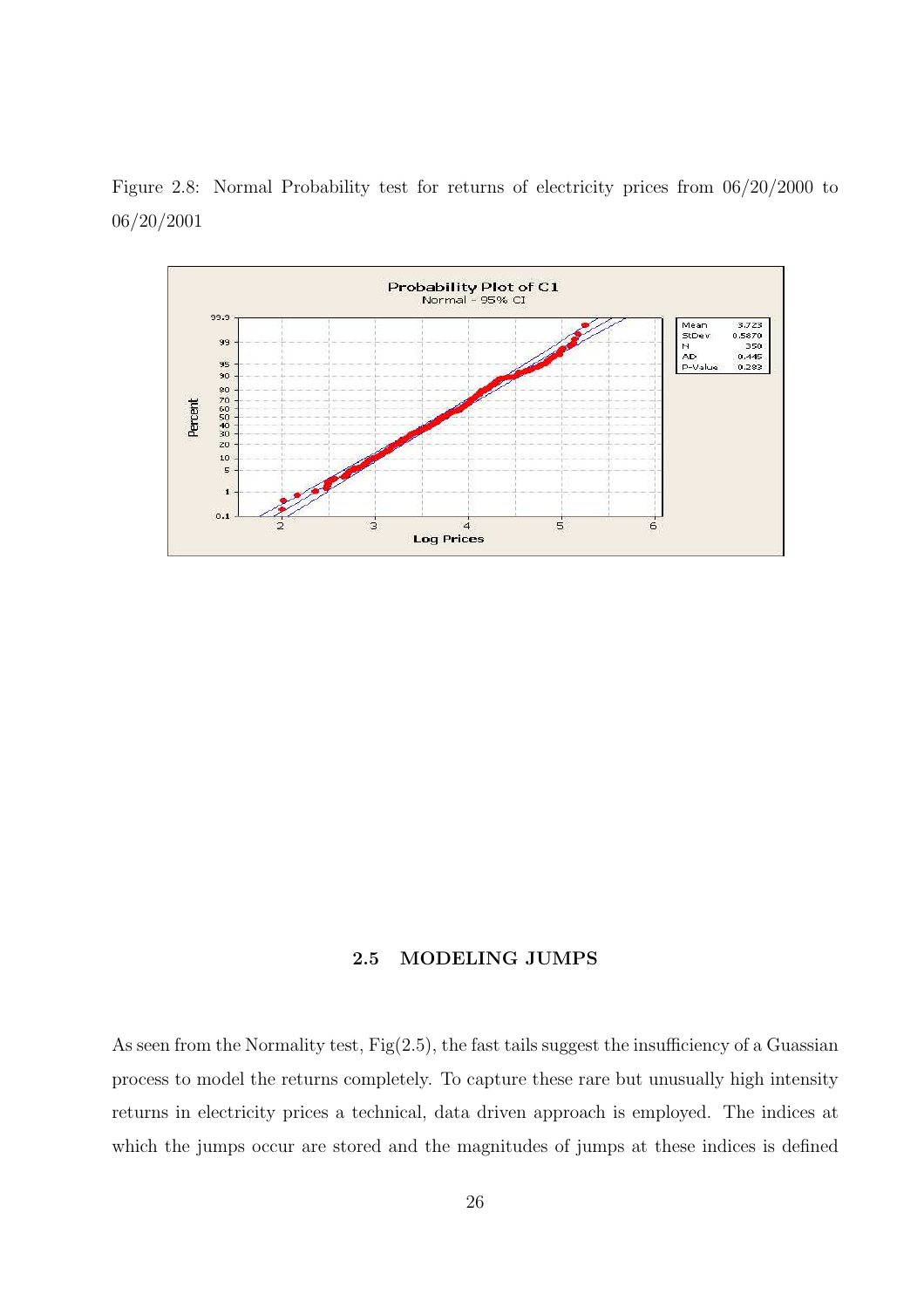Figure 2.8: Normal Probability test for returns of electricity prices from 06/20/2000 to 06/20/2001

## 2.5 MODELING JUMPS

As seen from the Normality test, Fig(2.5), the fast tails suggest the insufficiency of a Guassian process to model the returns completely. To capture these rare but unusually high intensity returns in electricity prices a technical, data driven approach is employed. The indices at which the jumps occur are stored and the magnitudes of jumps at these indices is defined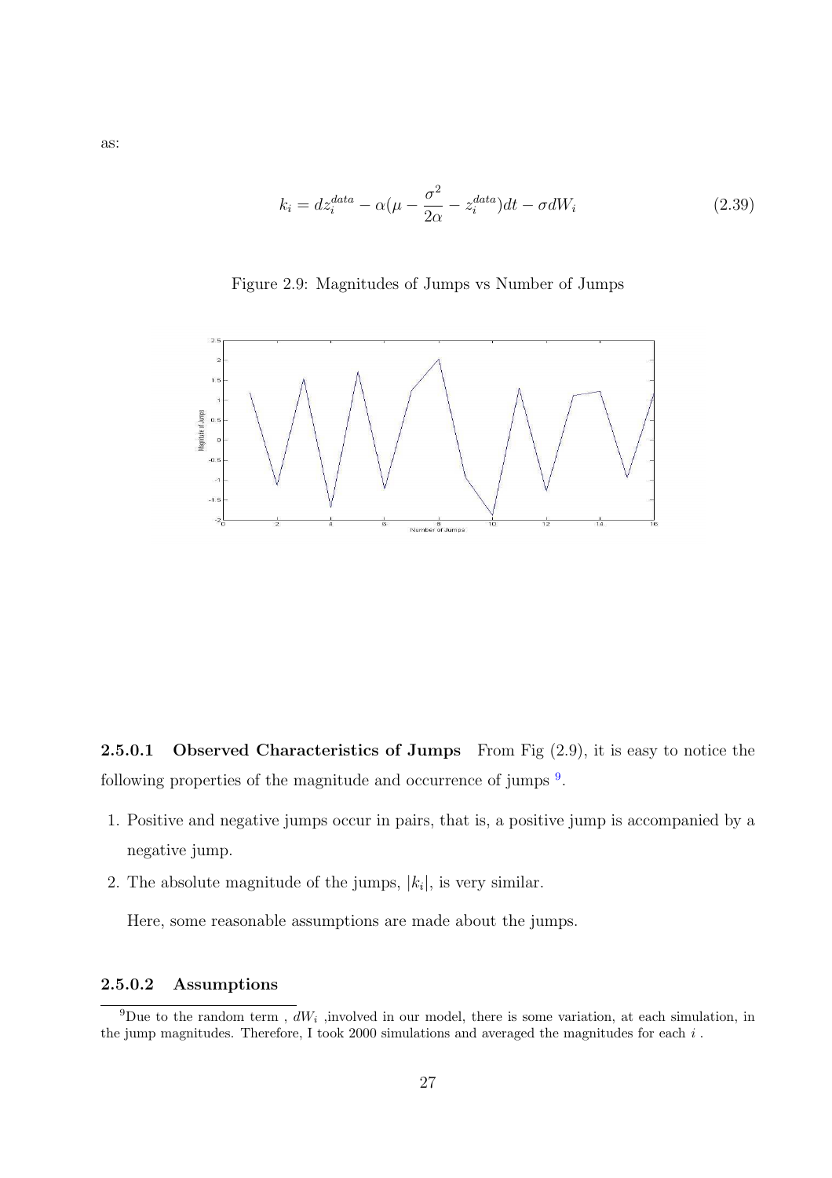as:

$$k_i = dz_i^{data} - \alpha(\mu - \frac{\sigma^2}{2\alpha} - z_i^{data})dt - \sigma dW_i \tag{2.39}$$

Figure 2.9: Magnitudes of Jumps vs Number of Jumps

#### 2.5.0.1 Observed Characteristics of Jumps

From Fig (2.9), it is easy to notice the following properties of the magnitude and occurrence of jumps [9].

1. Positive and negative jumps occur in pairs, that is, a positive jump is accompanied by a negative jump.
2. The absolute magnitude of the jumps, $|k_i|$, is very similar.

   Here, some reasonable assumptions are made about the jumps.

#### 2.5.0.2 Assumptions

[9] Due to the random term , $dW_i$ ,involved in our model, there is some variation, at each simulation, in the jump magnitudes. Therefore, I took 2000 simulations and averaged the magnitudes for each $i$ .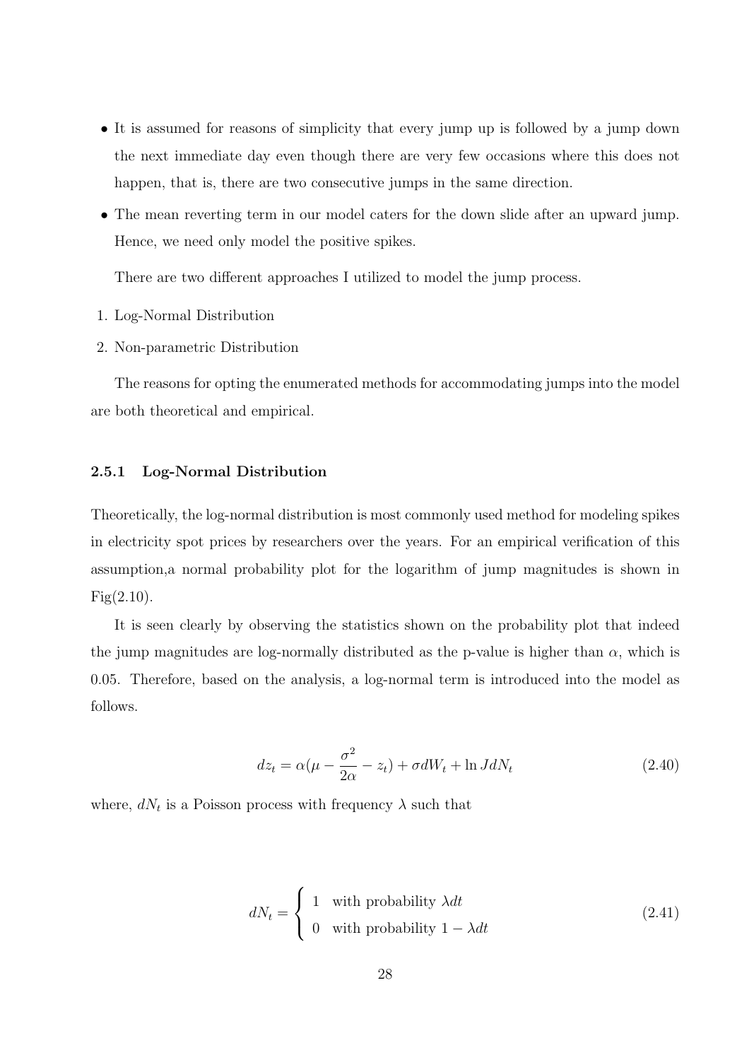- It is assumed for reasons of simplicity that every jump up is followed by a jump down the next immediate day even though there are very few occasions where this does not happen, that is, there are two consecutive jumps in the same direction.
- The mean reverting term in our model caters for the down slide after an upward jump. Hence, we need only model the positive spikes.

  There are two different approaches I utilized to model the jump process.

1. Log-Normal Distribution
2. Non-parametric Distribution

The reasons for opting the enumerated methods for accommodating jumps into the model are both theoretical and empirical.

### 2.5.1 Log-Normal Distribution

Theoretically, the log-normal distribution is most commonly used method for modeling spikes in electricity spot prices by researchers over the years. For an empirical verification of this assumption,a normal probability plot for the logarithm of jump magnitudes is shown in Fig(2.10).

It is seen clearly by observing the statistics shown on the probability plot that indeed the jump magnitudes are log-normally distributed as the p-value is higher than $\alpha$, which is 0.05. Therefore, based on the analysis, a log-normal term is introduced into the model as follows.

$$dz_t = \alpha(\mu - \frac{\sigma^2}{2\alpha} - z_t) + \sigma dW_t + \ln J dN_t \tag{2.40}$$

where, $dN_t$ is a Poisson process with frequency $\lambda$ such that

$$dN_t = \begin{cases} 1 & \text{with probability } \lambda dt \\ 0 & \text{with probability } 1 - \lambda dt \end{cases} \tag{2.41}$$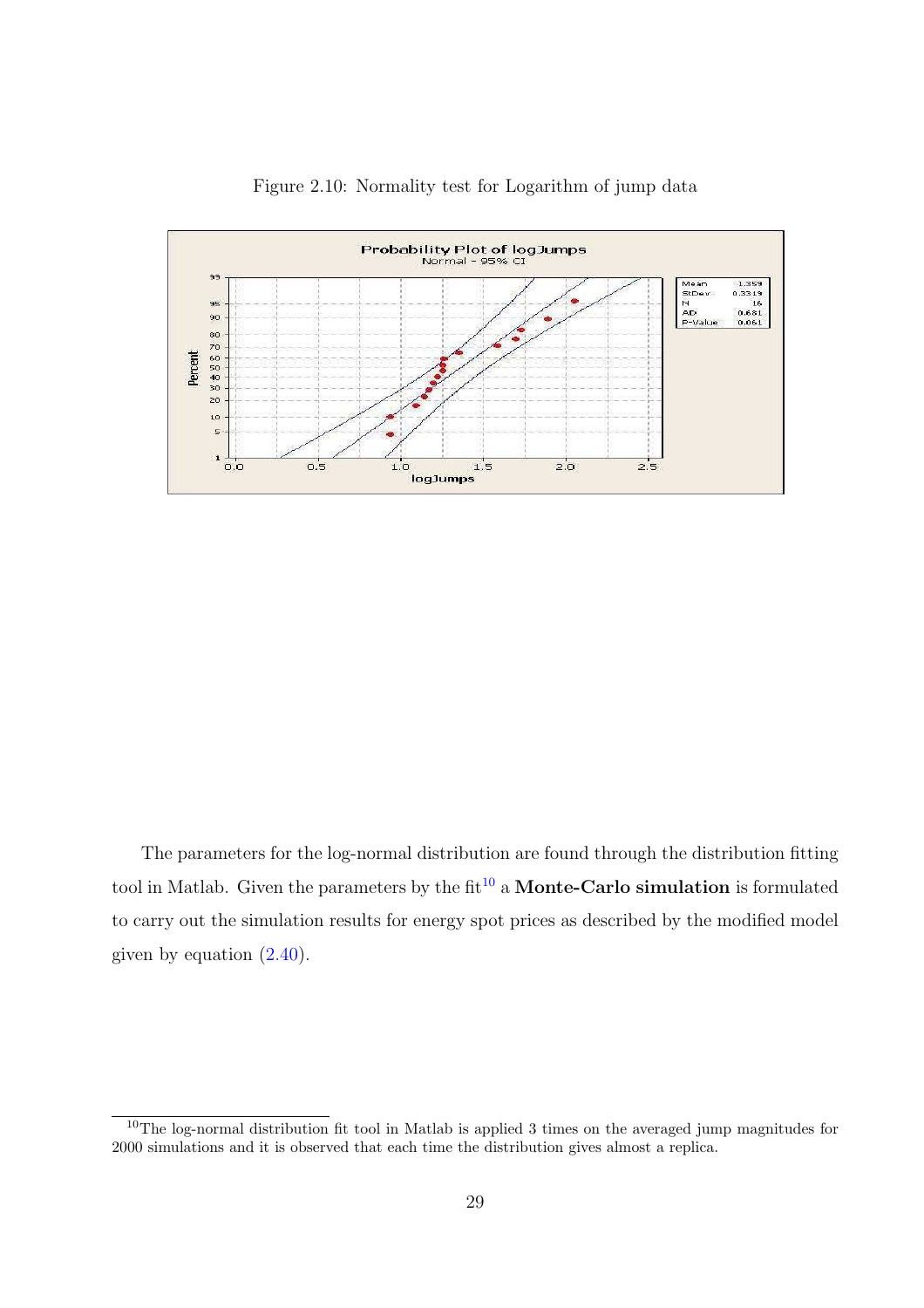Figure 2.10: Normality test for Logarithm of jump data

The parameters for the log-normal distribution are found through the distribution fitting tool in Matlab. Given the parameters by the fit[10] a **Monte-Carlo simulation** is formulated to carry out the simulation results for energy spot prices as described by the modified model given by equation (2.40).

[10] The log-normal distribution fit tool in Matlab is applied 3 times on the averaged jump magnitudes for 2000 simulations and it is observed that each time the distribution gives almost a replica.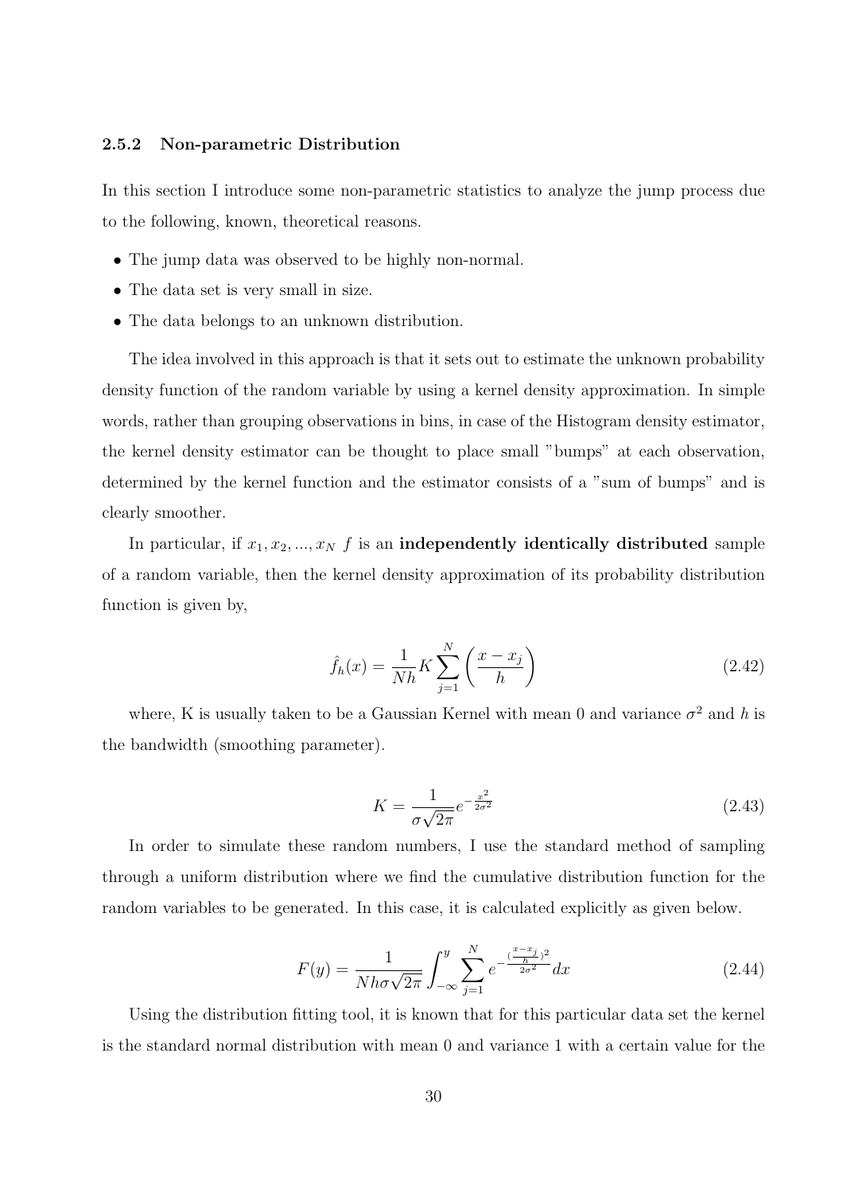### 2.5.2 Non-parametric Distribution

In this section I introduce some non-parametric statistics to analyze the jump process due to the following, known, theoretical reasons.

- The jump data was observed to be highly non-normal.
- The data set is very small in size.
- The data belongs to an unknown distribution.

The idea involved in this approach is that it sets out to estimate the unknown probability density function of the random variable by using a kernel density approximation. In simple words, rather than grouping observations in bins, in case of the Histogram density estimator, the kernel density estimator can be thought to place small "bumps" at each observation, determined by the kernel function and the estimator consists of a "sum of bumps" and is clearly smoother.

In particular, if $x_1, x_2, ..., x_N$ $f$ is an **independently identically distributed** sample of a random variable, then the kernel density approximation of its probability distribution function is given by,

$$\hat{f}_h(x) = \frac{1}{Nh} K \sum_{j=1}^{N} \left( \frac{x - x_j}{h} \right) \tag{2.42}$$

where, K is usually taken to be a Gaussian Kernel with mean 0 and variance $\sigma^2$ and $h$ is the bandwidth (smoothing parameter).

$$K = \frac{1}{\sigma\sqrt{2\pi}} e^{-\frac{x^2}{2\sigma^2}} \tag{2.43}$$

In order to simulate these random numbers, I use the standard method of sampling through a uniform distribution where we find the cumulative distribution function for the random variables to be generated. In this case, it is calculated explicitly as given below.

$$F(y) = \frac{1}{Nh\sigma\sqrt{2\pi}} \int_{-\infty}^{y} \sum_{j=1}^{N} e^{-\frac{(\frac{x-x_j}{h})^2}{2\sigma^2}} dx \tag{2.44}$$

Using the distribution fitting tool, it is known that for this particular data set the kernel is the standard normal distribution with mean 0 and variance 1 with a certain value for the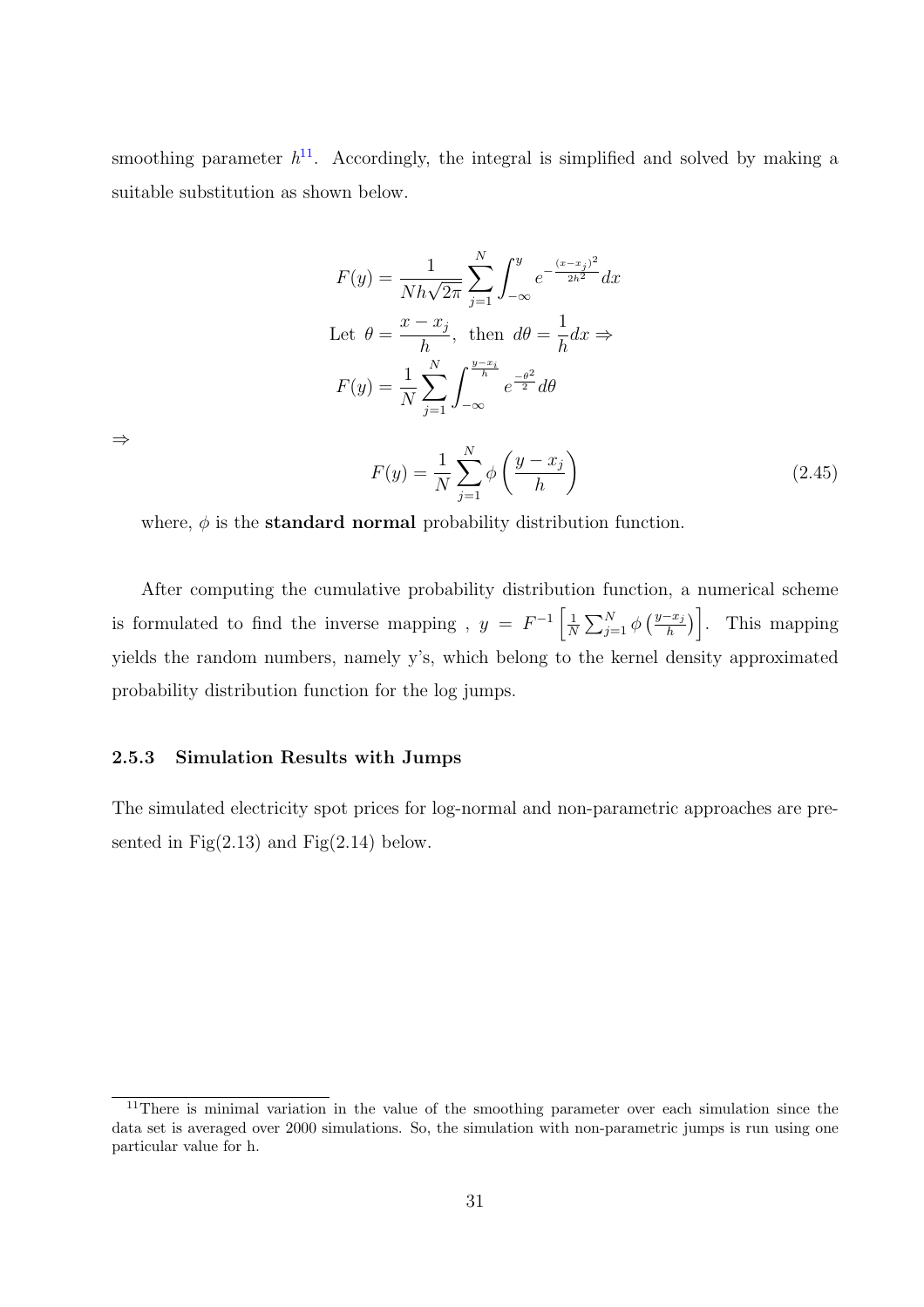smoothing parameter $h$[11]. Accordingly, the integral is simplified and solved by making a suitable substitution as shown below.

$$F(y) = \frac{1}{Nh\sqrt{2\pi}} \sum_{j=1}^{N} \int_{-\infty}^{y} e^{-\frac{(x-x_j)^2}{2h^2}} dx$$

$$\text{Let } \theta = \frac{x - x_j}{h}, \text{ then } d\theta = \frac{1}{h} dx \Rightarrow$$

$$F(y) = \frac{1}{N} \sum_{j=1}^{N} \int_{-\infty}^{\frac{y-x_i}{h}} e^{\frac{-\theta^2}{2}} d\theta$$

$\Rightarrow$

$$F(y) = \frac{1}{N} \sum_{j=1}^{N} \phi\left(\frac{y - x_j}{h}\right) \tag{2.45}$$

where, $\phi$ is the **standard normal** probability distribution function.

After computing the cumulative probability distribution function, a numerical scheme is formulated to find the inverse mapping , $y = F^{-1}\left[\frac{1}{N}\sum_{j=1}^{N} \phi\left(\frac{y-x_j}{h}\right)\right]$. This mapping yields the random numbers, namely y's, which belong to the kernel density approximated probability distribution function for the log jumps.

### 2.5.3 Simulation Results with Jumps

The simulated electricity spot prices for log-normal and non-parametric approaches are presented in Fig(2.13) and Fig(2.14) below.

[11] There is minimal variation in the value of the smoothing parameter over each simulation since the data set is averaged over 2000 simulations. So, the simulation with non-parametric jumps is run using one particular value for h.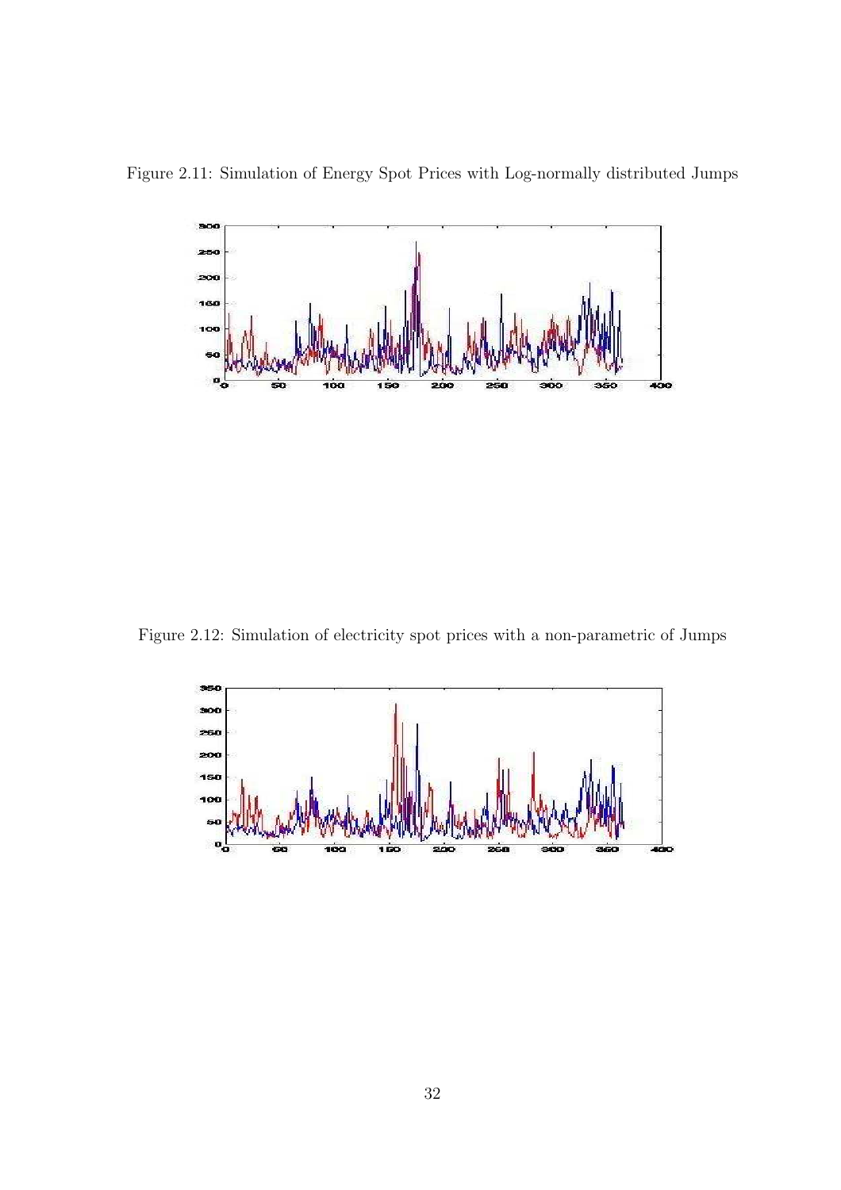Figure 2.11: Simulation of Energy Spot Prices with Log-normally distributed Jumps

Figure 2.12: Simulation of electricity spot prices with a non-parametric of Jumps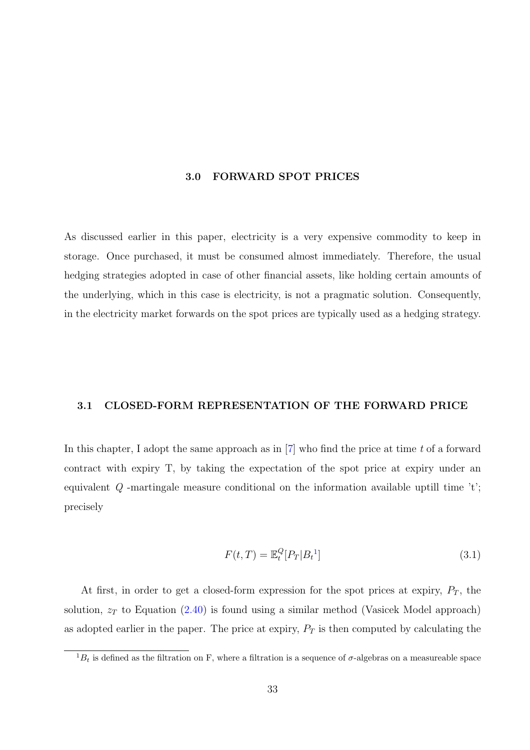## 3.0 FORWARD SPOT PRICES

As discussed earlier in this paper, electricity is a very expensive commodity to keep in storage. Once purchased, it must be consumed almost immediately. Therefore, the usual hedging strategies adopted in case of other financial assets, like holding certain amounts of the underlying, which in this case is electricity, is not a pragmatic solution. Consequently, in the electricity market forwards on the spot prices are typically used as a hedging strategy.

### 3.1 CLOSED-FORM REPRESENTATION OF THE FORWARD PRICE

In this chapter, I adopt the same approach as in [7] who find the price at time $t$ of a forward contract with expiry T, by taking the expectation of the spot price at expiry under an equivalent $Q$ -martingale measure conditional on the information available uptill time 't'; precisely

$$F(t,T) = \mathbb{E}_t^Q[P_T|B_t{}^1] \tag{3.1}$$

At first, in order to get a closed-form expression for the spot prices at expiry, $P_T$, the solution, $z_T$ to Equation (2.40) is found using a similar method (Vasicek Model approach) as adopted earlier in the paper. The price at expiry, $P_T$ is then computed by calculating the

[1] $B_t$ is defined as the filtration on F, where a filtration is a sequence of $\sigma$-algebras on a measureable space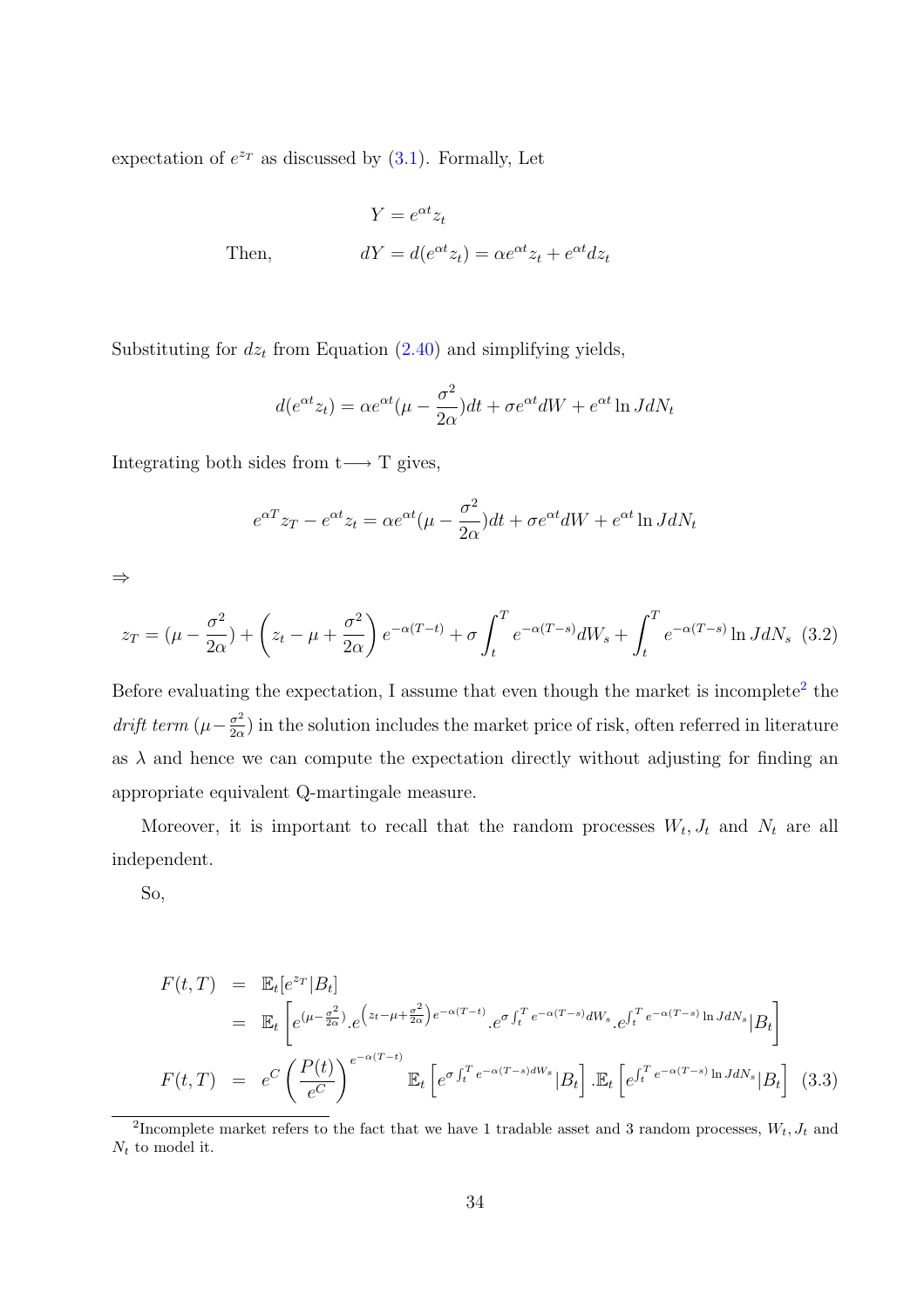expectation of $e^{z_T}$ as discussed by (3.1). Formally, Let

$$Y = e^{\alpha t} z_t$$

$$\text{Then,} \qquad dY = d(e^{\alpha t} z_t) = \alpha e^{\alpha t} z_t + e^{\alpha t} dz_t$$

Substituting for $dz_t$ from Equation (2.40) and simplifying yields,

$$d(e^{\alpha t} z_t) = \alpha e^{\alpha t}(\mu - \frac{\sigma^2}{2\alpha})dt + \sigma e^{\alpha t} dW + e^{\alpha t} \ln J dN_t$$

Integrating both sides from t$\longrightarrow$ T gives,

$$e^{\alpha T} z_T - e^{\alpha t} z_t = \alpha e^{\alpha t}(\mu - \frac{\sigma^2}{2\alpha})dt + \sigma e^{\alpha t} dW + e^{\alpha t} \ln J dN_t$$

$\Rightarrow$

$$z_T = (\mu - \frac{\sigma^2}{2\alpha}) + \left(z_t - \mu + \frac{\sigma^2}{2\alpha}\right) e^{-\alpha(T-t)} + \sigma \int_t^T e^{-\alpha(T-s)} dW_s + \int_t^T e^{-\alpha(T-s)} \ln J dN_s \quad (3.2)$$

Before evaluating the expectation, I assume that even though the market is incomplete[2] the *drift term* $(\mu - \frac{\sigma^2}{2\alpha})$ in the solution includes the market price of risk, often referred in literature as $\lambda$ and hence we can compute the expectation directly without adjusting for finding an appropriate equivalent Q-martingale measure.

Moreover, it is important to recall that the random processes $W_t, J_t$ and $N_t$ are all independent.

So,

$$\begin{aligned}
F(t,T) &= \mathbb{E}_t[e^{z_T}|B_t] \\
&= \mathbb{E}_t\left[e^{(\mu - \frac{\sigma^2}{2\alpha})} . e^{\left(z_t - \mu + \frac{\sigma^2}{2\alpha}\right)e^{-\alpha(T-t)}} . e^{\sigma \int_t^T e^{-\alpha(T-s)} dW_s} . e^{\int_t^T e^{-\alpha(T-s)} \ln J dN_s} | B_t\right] \\
F(t,T) &= e^C \left(\frac{P(t)}{e^C}\right)^{e^{-\alpha(T-t)}} \mathbb{E}_t\left[e^{\sigma \int_t^T e^{-\alpha(T-s)dW_s}} | B_t\right] . \mathbb{E}_t\left[e^{\int_t^T e^{-\alpha(T-s)} \ln J dN_s} | B_t\right] \quad (3.3)
\end{aligned}$$

[2] Incomplete market refers to the fact that we have 1 tradable asset and 3 random processes, $W_t, J_t$ and $N_t$ to model it.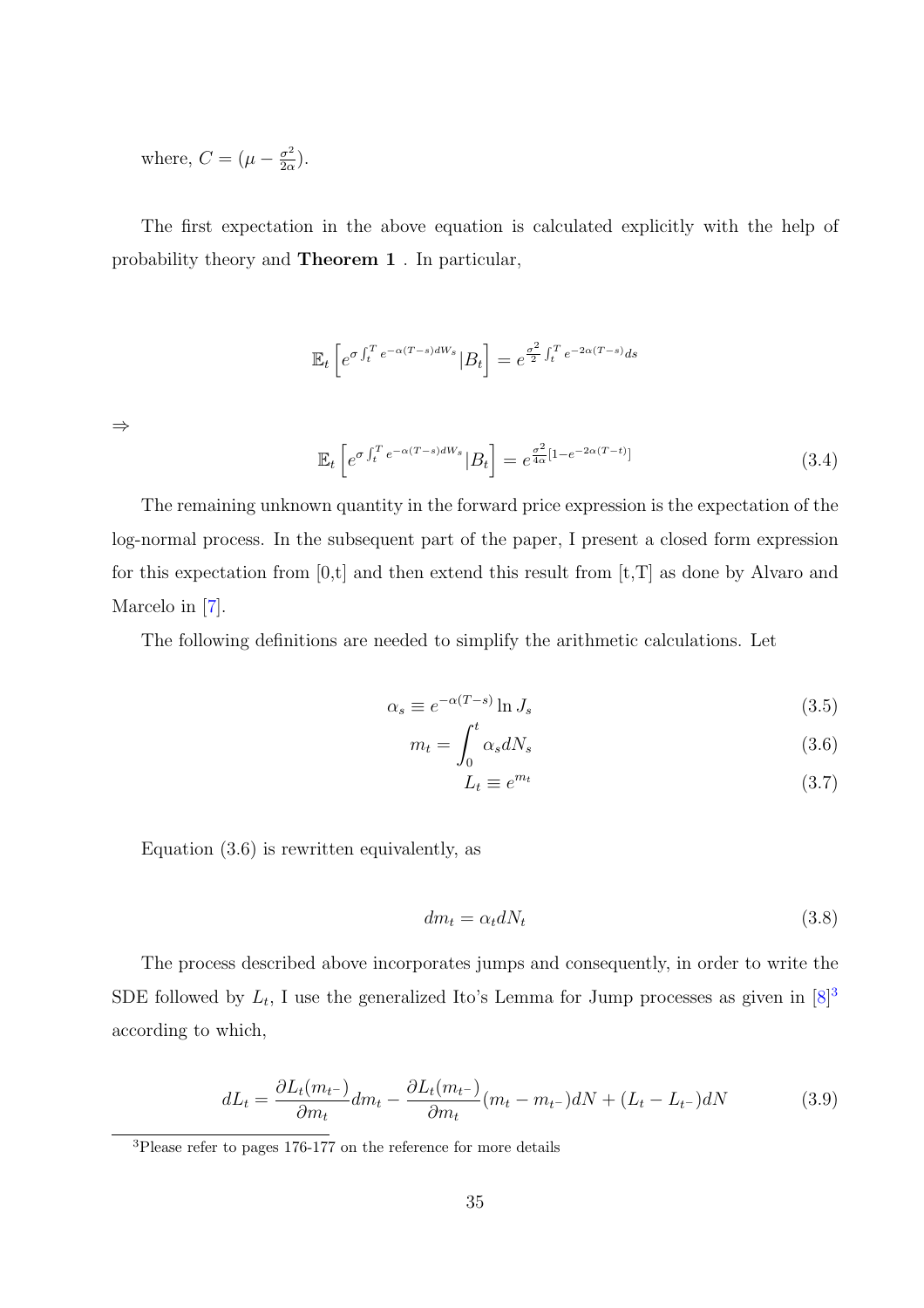where, $C = (\mu - \frac{\sigma^2}{2\alpha})$.

The first expectation in the above equation is calculated explicitly with the help of probability theory and **Theorem 1** . In particular,

$$\mathbb{E}_t\left[e^{\sigma\int_t^T e^{-\alpha(T-s)dW_s}}|B_t\right] = e^{\frac{\sigma^2}{2}\int_t^T e^{-2\alpha(T-s)}ds}$$

$\Rightarrow$

$$\mathbb{E}_t\left[e^{\sigma\int_t^T e^{-\alpha(T-s)dW_s}}|B_t\right] = e^{\frac{\sigma^2}{4\alpha}[1-e^{-2\alpha(T-t)}]} \tag{3.4}$$

The remaining unknown quantity in the forward price expression is the expectation of the log-normal process. In the subsequent part of the paper, I present a closed form expression for this expectation from [0,t] and then extend this result from [t,T] as done by Alvaro and Marcelo in [7].

The following definitions are needed to simplify the arithmetic calculations. Let

$$\alpha_s \equiv e^{-\alpha(T-s)}\ln J_s \tag{3.5}$$

$$m_t = \int_0^t \alpha_s dN_s \tag{3.6}$$

$$L_t \equiv e^{m_t} \tag{3.7}$$

Equation (3.6) is rewritten equivalently, as

$$dm_t = \alpha_t dN_t \tag{3.8}$$

The process described above incorporates jumps and consequently, in order to write the SDE followed by $L_t$, I use the generalized Ito's Lemma for Jump processes as given in [8][3] according to which,

$$dL_t = \frac{\partial L_t(m_{t^-})}{\partial m_t}dm_t - \frac{\partial L_t(m_{t^-})}{\partial m_t}(m_t - m_{t^-})dN + (L_t - L_{t^-})dN \tag{3.9}$$

[3]Please refer to pages 176-177 on the reference for more details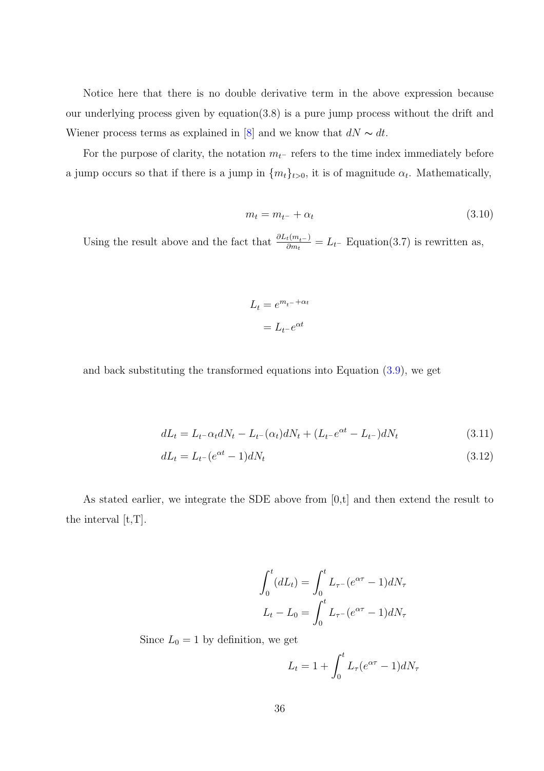Notice here that there is no double derivative term in the above expression because our underlying process given by equation(3.8) is a pure jump process without the drift and Wiener process terms as explained in [8] and we know that $dN \sim dt$.

For the purpose of clarity, the notation $m_{t^-}$ refers to the time index immediately before a jump occurs so that if there is a jump in $\{m_t\}_{t>0}$, it is of magnitude $\alpha_t$. Mathematically,

$$m_t = m_{t^-} + \alpha_t \tag{3.10}$$

Using the result above and the fact that $\frac{\partial L_t(m_{t^-})}{\partial m_t} = L_{t^-}$ Equation(3.7) is rewritten as,

$$\begin{aligned} L_t &= e^{m_{t^-} + \alpha_t} \\ &= L_{t^-} e^{\alpha t} \end{aligned}$$

and back substituting the transformed equations into Equation (3.9), we get

$$dL_t = L_{t^-} \alpha_t dN_t - L_{t^-}(\alpha_t) dN_t + (L_{t^-} e^{\alpha t} - L_{t^-}) dN_t \tag{3.11}$$

$$dL_t = L_{t^-}(e^{\alpha t} - 1) dN_t \tag{3.12}$$

As stated earlier, we integrate the SDE above from [0,t] and then extend the result to the interval [t,T].

$$\begin{aligned} \int_0^t (dL_t) &= \int_0^t L_{\tau^-}(e^{\alpha\tau} - 1) dN_\tau \\ L_t - L_0 &= \int_0^t L_{\tau^-}(e^{\alpha\tau} - 1) dN_\tau \end{aligned}$$

Since $L_0 = 1$ by definition, we get

$$L_t = 1 + \int_0^t L_\tau (e^{\alpha\tau} - 1) dN_\tau$$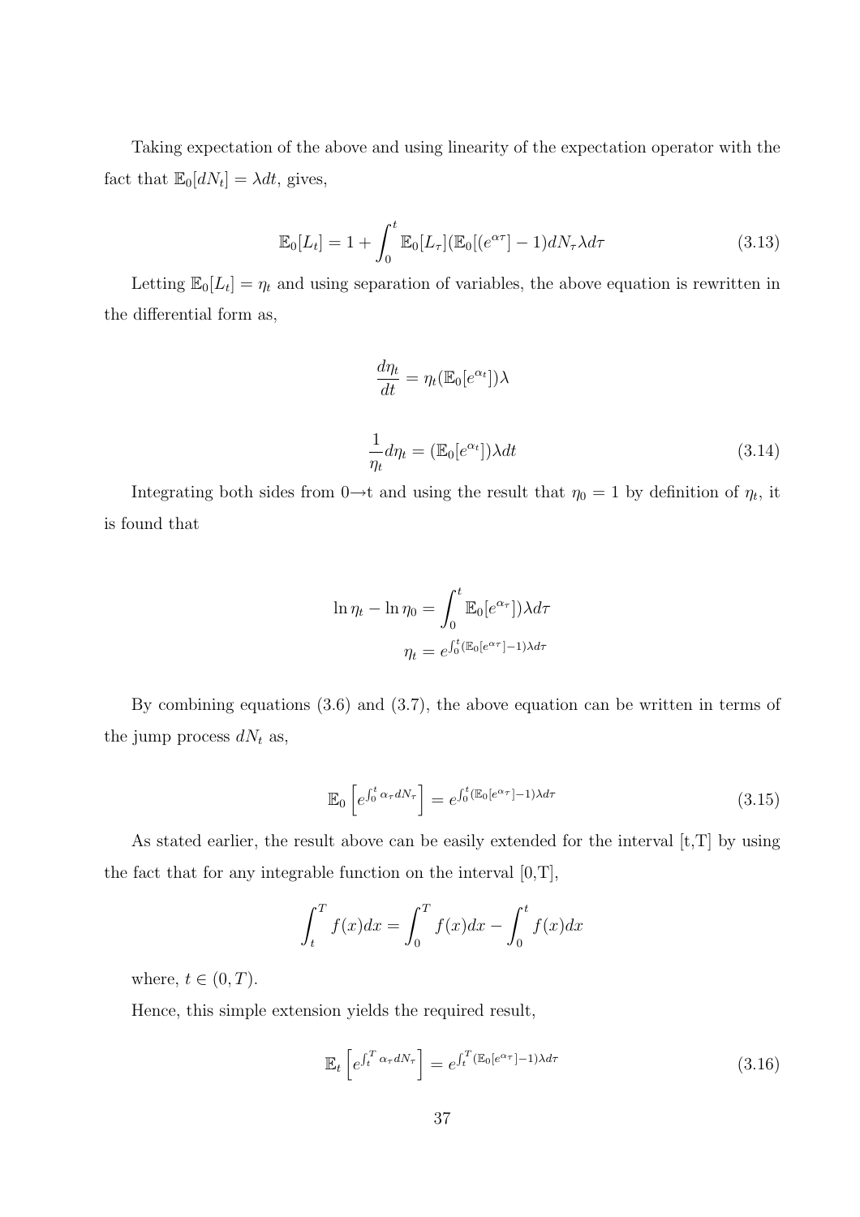Taking expectation of the above and using linearity of the expectation operator with the fact that $\mathbb{E}_0[dN_t] = \lambda dt$, gives,

$$\mathbb{E}_0[L_t] = 1 + \int_0^t \mathbb{E}_0[L_\tau](\mathbb{E}_0[(e^{\alpha\tau}] - 1)dN_\tau \lambda d\tau \tag{3.13}$$

Letting $\mathbb{E}_0[L_t] = \eta_t$ and using separation of variables, the above equation is rewritten in the differential form as,

$$\frac{d\eta_t}{dt} = \eta_t(\mathbb{E}_0[e^{\alpha_t}])\lambda$$

$$\frac{1}{\eta_t}d\eta_t = (\mathbb{E}_0[e^{\alpha_t}])\lambda dt \tag{3.14}$$

Integrating both sides from 0→t and using the result that $\eta_0 = 1$ by definition of $\eta_t$, it is found that

$$\ln \eta_t - \ln \eta_0 = \int_0^t \mathbb{E}_0[e^{\alpha_\tau}])\lambda d\tau$$

$$\eta_t = e^{\int_0^t (\mathbb{E}_0[e^{\alpha_\tau}] - 1)\lambda d\tau}$$

By combining equations (3.6) and (3.7), the above equation can be written in terms of the jump process $dN_t$ as,

$$\mathbb{E}_0\left[e^{\int_0^t \alpha_\tau dN_\tau}\right] = e^{\int_0^t (\mathbb{E}_0[e^{\alpha_\tau}] - 1)\lambda d\tau} \tag{3.15}$$

As stated earlier, the result above can be easily extended for the interval [t,T] by using the fact that for any integrable function on the interval [0,T],

$$\int_t^T f(x)dx = \int_0^T f(x)dx - \int_0^t f(x)dx$$

where, $t \in (0, T)$.

Hence, this simple extension yields the required result,

$$\mathbb{E}_t\left[e^{\int_t^T \alpha_\tau dN_\tau}\right] = e^{\int_t^T (\mathbb{E}_0[e^{\alpha_\tau}] - 1)\lambda d\tau} \tag{3.16}$$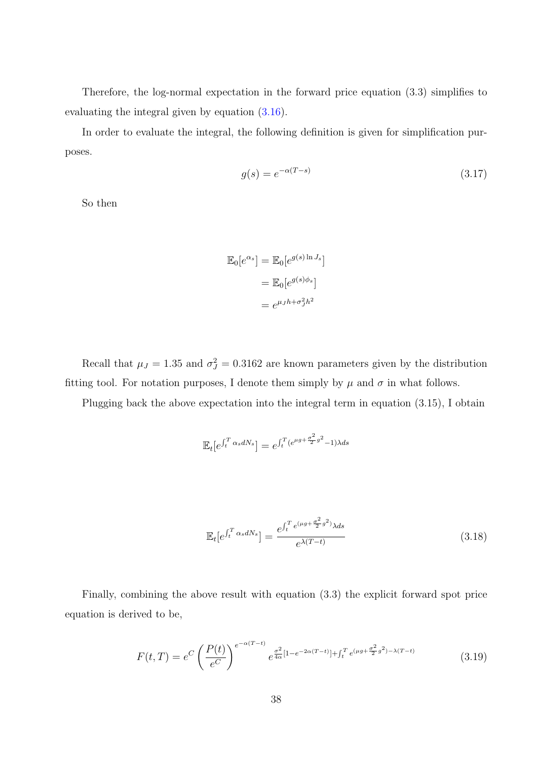Therefore, the log-normal expectation in the forward price equation (3.3) simplifies to evaluating the integral given by equation (3.16).

In order to evaluate the integral, the following definition is given for simplification purposes.

$$g(s) = e^{-\alpha(T-s)} \tag{3.17}$$

So then

$$
\begin{aligned}
\mathbb{E}_0[e^{\alpha_s}] &= \mathbb{E}_0[e^{g(s)\ln J_s}] \\
&= \mathbb{E}_0[e^{g(s)\phi_s}] \\
&= e^{\mu_J h + \sigma_J^2 h^2}
\end{aligned}
$$

Recall that $\mu_J = 1.35$ and $\sigma_J^2 = 0.3162$ are known parameters given by the distribution fitting tool. For notation purposes, I denote them simply by $\mu$ and $\sigma$ in what follows.

Plugging back the above expectation into the integral term in equation (3.15), I obtain

$$\mathbb{E}_t[e^{\int_t^T \alpha_s dN_s}] = e^{\int_t^T (e^{\mu g + \frac{\sigma^2}{2} g^2} - 1)\lambda ds}$$

$$\mathbb{E}_t[e^{\int_t^T \alpha_s dN_s}] = \frac{e^{\int_t^T e^{(\mu g + \frac{\sigma^2}{2} g^2)}\lambda ds}}{e^{\lambda(T-t)}} \tag{3.18}$$

Finally, combining the above result with equation (3.3) the explicit forward spot price equation is derived to be,

$$F(t,T) = e^C \left(\frac{P(t)}{e^C}\right)^{e^{-\alpha(T-t)}} e^{\frac{\sigma^2}{4\alpha}[1 - e^{-2\alpha(T-t)}] + \int_t^T e^{(\mu g + \frac{\sigma^2}{2} g^2)} - \lambda(T-t)} \tag{3.19}$$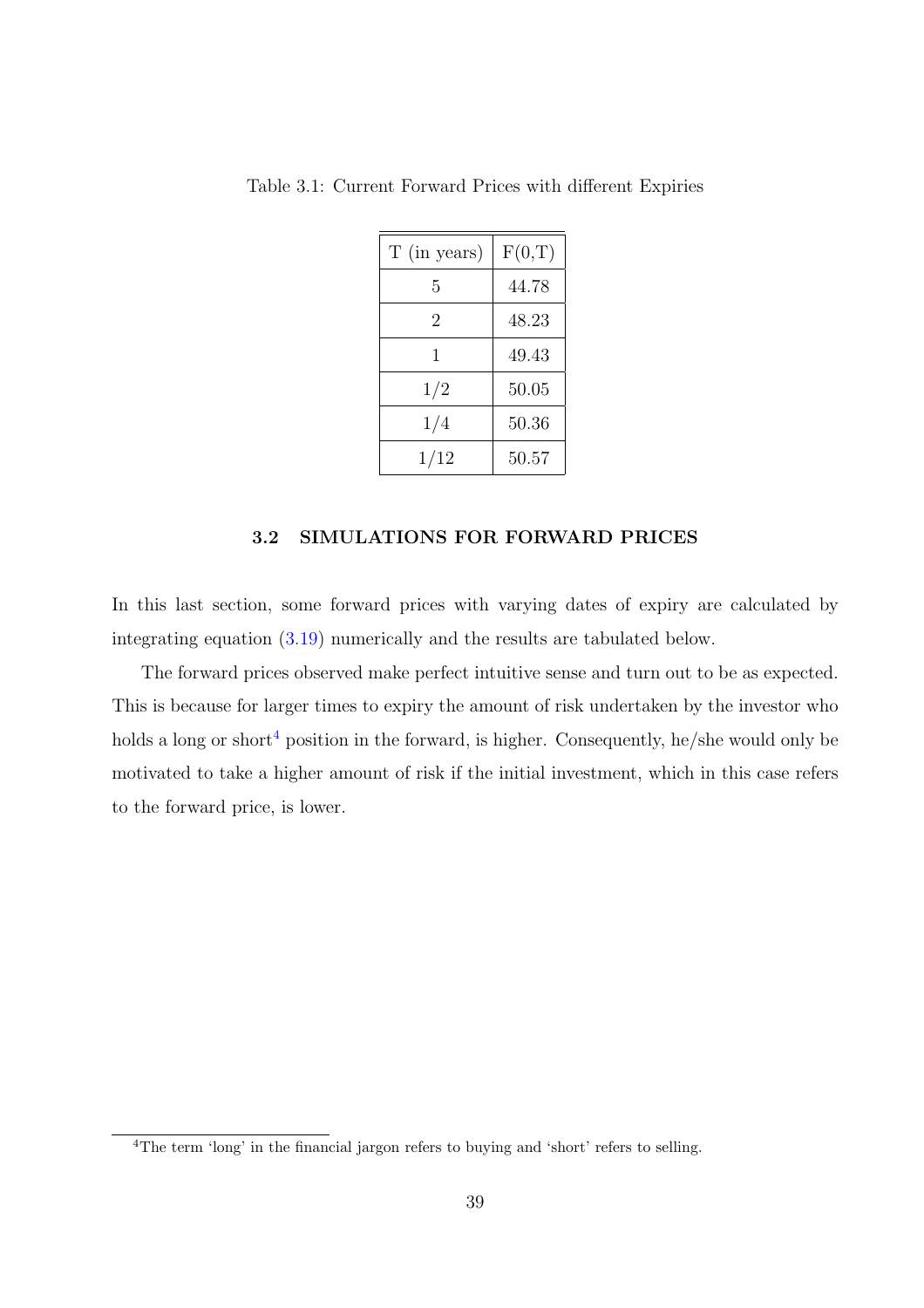Table 3.1: Current Forward Prices with different Expiries

| T (in years) | F(0,T) |
|---|---|
| 5 | 44.78 |
| 2 | 48.23 |
| 1 | 49.43 |
| 1/2 | 50.05 |
| 1/4 | 50.36 |
| 1/12 | 50.57 |

### 3.2 SIMULATIONS FOR FORWARD PRICES

In this last section, some forward prices with varying dates of expiry are calculated by integrating equation (3.19) numerically and the results are tabulated below.

The forward prices observed make perfect intuitive sense and turn out to be as expected. This is because for larger times to expiry the amount of risk undertaken by the investor who holds a long or short[4] position in the forward, is higher. Consequently, he/she would only be motivated to take a higher amount of risk if the initial investment, which in this case refers to the forward price, is lower.

[4] The term 'long' in the financial jargon refers to buying and 'short' refers to selling.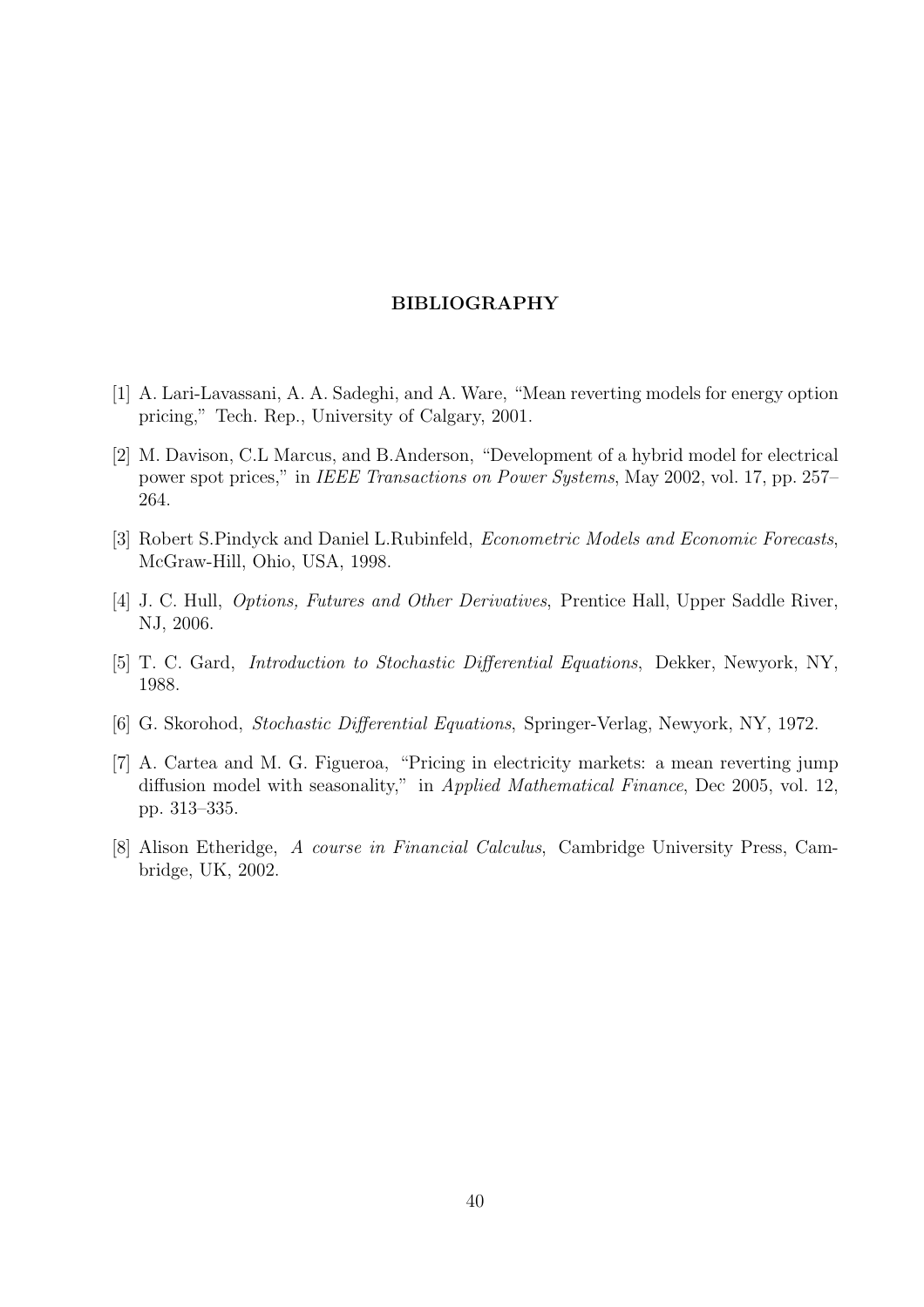# BIBLIOGRAPHY

[1] A. Lari-Lavassani, A. A. Sadeghi, and A. Ware, "Mean reverting models for energy option pricing," Tech. Rep., University of Calgary, 2001.

[2] M. Davison, C.L Marcus, and B.Anderson, "Development of a hybrid model for electrical power spot prices," in *IEEE Transactions on Power Systems*, May 2002, vol. 17, pp. 257–264.

[3] Robert S.Pindyck and Daniel L.Rubinfeld, *Econometric Models and Economic Forecasts*, McGraw-Hill, Ohio, USA, 1998.

[4] J. C. Hull, *Options, Futures and Other Derivatives*, Prentice Hall, Upper Saddle River, NJ, 2006.

[5] T. C. Gard, *Introduction to Stochastic Differential Equations*, Dekker, Newyork, NY, 1988.

[6] G. Skorohod, *Stochastic Differential Equations*, Springer-Verlag, Newyork, NY, 1972.

[7] A. Cartea and M. G. Figueroa, "Pricing in electricity markets: a mean reverting jump diffusion model with seasonality," in *Applied Mathematical Finance*, Dec 2005, vol. 12, pp. 313–335.

[8] Alison Etheridge, *A course in Financial Calculus*, Cambridge University Press, Cambridge, UK, 2002.